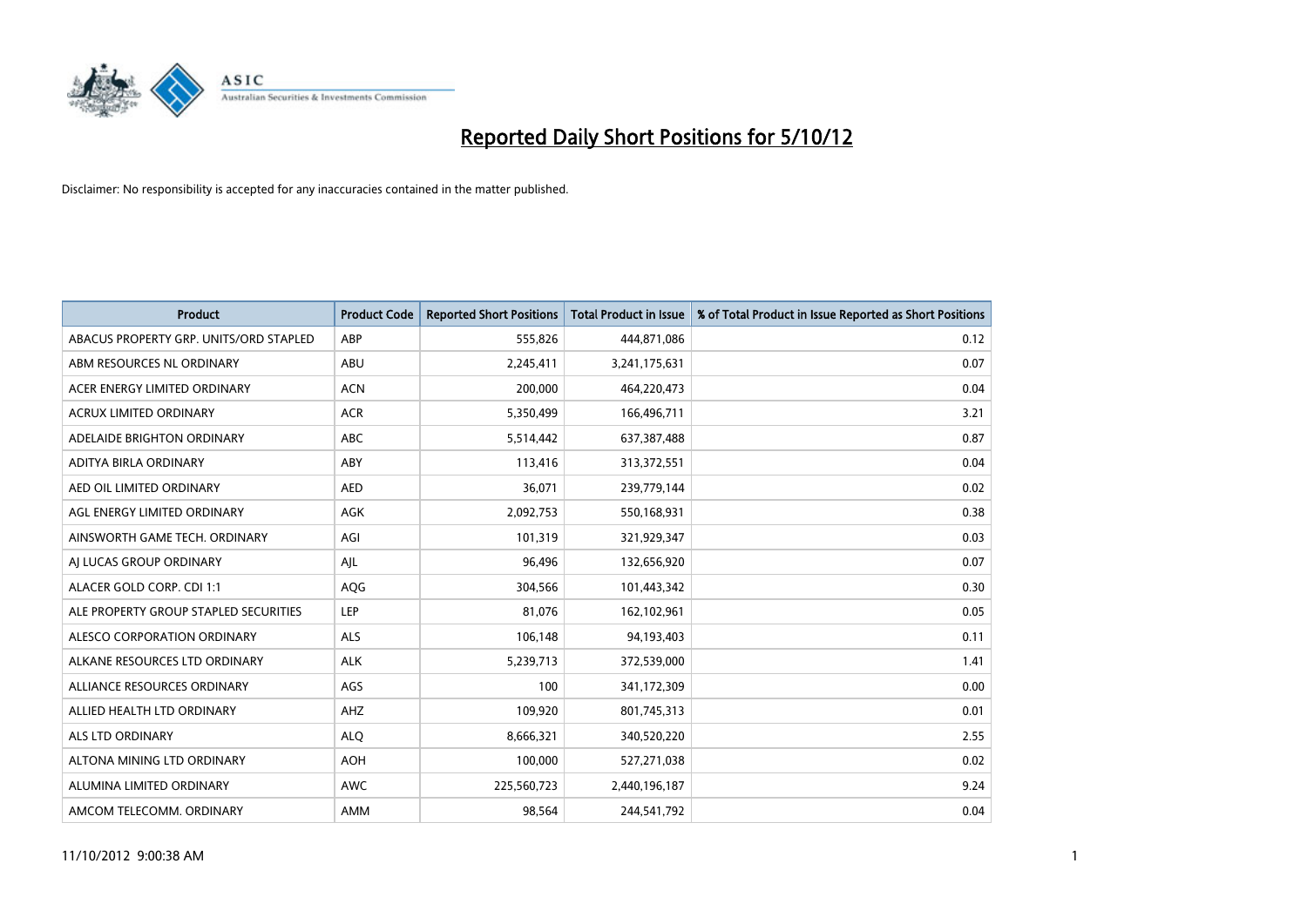# Reported Daily Short Positions for 5/10/12

Disclaimer: No responsibility is accepted for any inaccuracies contained in the matter published.

| Product | Product Code | Reported Short Positions | Total Product in Issue | % of Total Product in Issue Reported as Short Positions |
|---|---|---|---|---|
| ABACUS PROPERTY GRP. UNITS/ORD STAPLED | ABP | 555,826 | 444,871,086 | 0.12 |
| ABM RESOURCES NL ORDINARY | ABU | 2,245,411 | 3,241,175,631 | 0.07 |
| ACER ENERGY LIMITED ORDINARY | ACN | 200,000 | 464,220,473 | 0.04 |
| ACRUX LIMITED ORDINARY | ACR | 5,350,499 | 166,496,711 | 3.21 |
| ADELAIDE BRIGHTON ORDINARY | ABC | 5,514,442 | 637,387,488 | 0.87 |
| ADITYA BIRLA ORDINARY | ABY | 113,416 | 313,372,551 | 0.04 |
| AED OIL LIMITED ORDINARY | AED | 36,071 | 239,779,144 | 0.02 |
| AGL ENERGY LIMITED ORDINARY | AGK | 2,092,753 | 550,168,931 | 0.38 |
| AINSWORTH GAME TECH. ORDINARY | AGI | 101,319 | 321,929,347 | 0.03 |
| AJ LUCAS GROUP ORDINARY | AJL | 96,496 | 132,656,920 | 0.07 |
| ALACER GOLD CORP. CDI 1:1 | AQG | 304,566 | 101,443,342 | 0.30 |
| ALE PROPERTY GROUP STAPLED SECURITIES | LEP | 81,076 | 162,102,961 | 0.05 |
| ALESCO CORPORATION ORDINARY | ALS | 106,148 | 94,193,403 | 0.11 |
| ALKANE RESOURCES LTD ORDINARY | ALK | 5,239,713 | 372,539,000 | 1.41 |
| ALLIANCE RESOURCES ORDINARY | AGS | 100 | 341,172,309 | 0.00 |
| ALLIED HEALTH LTD ORDINARY | AHZ | 109,920 | 801,745,313 | 0.01 |
| ALS LTD ORDINARY | ALQ | 8,666,321 | 340,520,220 | 2.55 |
| ALTONA MINING LTD ORDINARY | AOH | 100,000 | 527,271,038 | 0.02 |
| ALUMINA LIMITED ORDINARY | AWC | 225,560,723 | 2,440,196,187 | 9.24 |
| AMCOM TELECOMM. ORDINARY | AMM | 98,564 | 244,541,792 | 0.04 |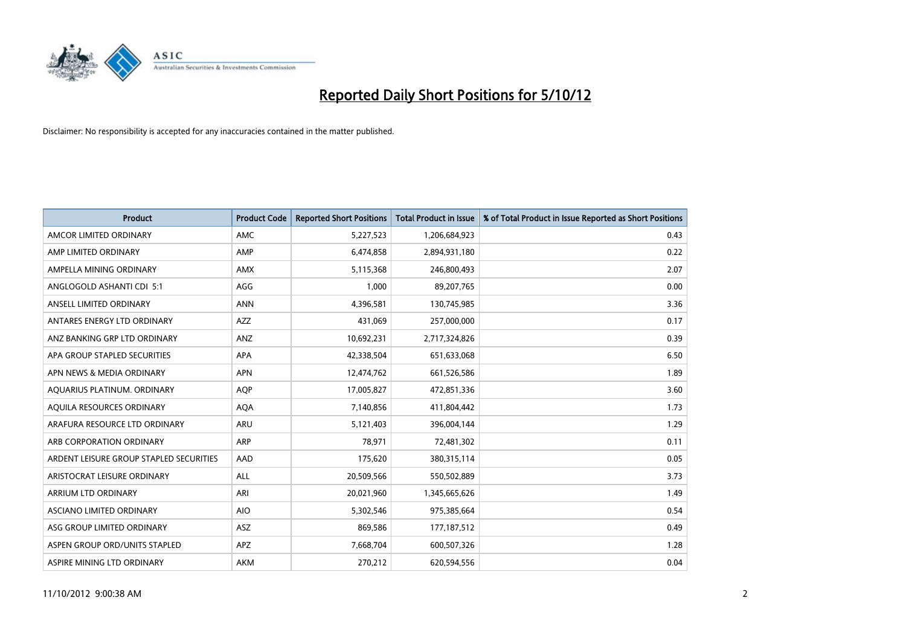# Reported Daily Short Positions for 5/10/12

Disclaimer: No responsibility is accepted for any inaccuracies contained in the matter published.

| Product | Product Code | Reported Short Positions | Total Product in Issue | % of Total Product in Issue Reported as Short Positions |
|---|---|---|---|---|
| AMCOR LIMITED ORDINARY | AMC | 5,227,523 | 1,206,684,923 | 0.43 |
| AMP LIMITED ORDINARY | AMP | 6,474,858 | 2,894,931,180 | 0.22 |
| AMPELLA MINING ORDINARY | AMX | 5,115,368 | 246,800,493 | 2.07 |
| ANGLOGOLD ASHANTI CDI 5:1 | AGG | 1,000 | 89,207,765 | 0.00 |
| ANSELL LIMITED ORDINARY | ANN | 4,396,581 | 130,745,985 | 3.36 |
| ANTARES ENERGY LTD ORDINARY | AZZ | 431,069 | 257,000,000 | 0.17 |
| ANZ BANKING GRP LTD ORDINARY | ANZ | 10,692,231 | 2,717,324,826 | 0.39 |
| APA GROUP STAPLED SECURITIES | APA | 42,338,504 | 651,633,068 | 6.50 |
| APN NEWS & MEDIA ORDINARY | APN | 12,474,762 | 661,526,586 | 1.89 |
| AQUARIUS PLATINUM. ORDINARY | AQP | 17,005,827 | 472,851,336 | 3.60 |
| AQUILA RESOURCES ORDINARY | AQA | 7,140,856 | 411,804,442 | 1.73 |
| ARAFURA RESOURCE LTD ORDINARY | ARU | 5,121,403 | 396,004,144 | 1.29 |
| ARB CORPORATION ORDINARY | ARP | 78,971 | 72,481,302 | 0.11 |
| ARDENT LEISURE GROUP STAPLED SECURITIES | AAD | 175,620 | 380,315,114 | 0.05 |
| ARISTOCRAT LEISURE ORDINARY | ALL | 20,509,566 | 550,502,889 | 3.73 |
| ARRIUM LTD ORDINARY | ARI | 20,021,960 | 1,345,665,626 | 1.49 |
| ASCIANO LIMITED ORDINARY | AIO | 5,302,546 | 975,385,664 | 0.54 |
| ASG GROUP LIMITED ORDINARY | ASZ | 869,586 | 177,187,512 | 0.49 |
| ASPEN GROUP ORD/UNITS STAPLED | APZ | 7,668,704 | 600,507,326 | 1.28 |
| ASPIRE MINING LTD ORDINARY | AKM | 270,212 | 620,594,556 | 0.04 |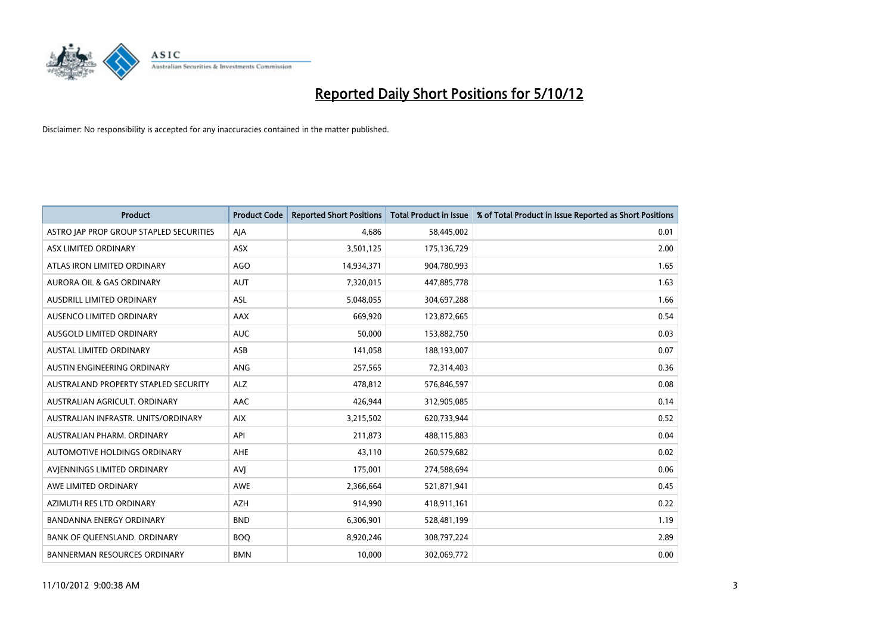# Reported Daily Short Positions for 5/10/12

Disclaimer: No responsibility is accepted for any inaccuracies contained in the matter published.

| Product | Product Code | Reported Short Positions | Total Product in Issue | % of Total Product in Issue Reported as Short Positions |
|---|---|---|---|---|
| ASTRO JAP PROP GROUP STAPLED SECURITIES | AJA | 4,686 | 58,445,002 | 0.01 |
| ASX LIMITED ORDINARY | ASX | 3,501,125 | 175,136,729 | 2.00 |
| ATLAS IRON LIMITED ORDINARY | AGO | 14,934,371 | 904,780,993 | 1.65 |
| AURORA OIL & GAS ORDINARY | AUT | 7,320,015 | 447,885,778 | 1.63 |
| AUSDRILL LIMITED ORDINARY | ASL | 5,048,055 | 304,697,288 | 1.66 |
| AUSENCO LIMITED ORDINARY | AAX | 669,920 | 123,872,665 | 0.54 |
| AUSGOLD LIMITED ORDINARY | AUC | 50,000 | 153,882,750 | 0.03 |
| AUSTAL LIMITED ORDINARY | ASB | 141,058 | 188,193,007 | 0.07 |
| AUSTIN ENGINEERING ORDINARY | ANG | 257,565 | 72,314,403 | 0.36 |
| AUSTRALAND PROPERTY STAPLED SECURITY | ALZ | 478,812 | 576,846,597 | 0.08 |
| AUSTRALIAN AGRICULT. ORDINARY | AAC | 426,944 | 312,905,085 | 0.14 |
| AUSTRALIAN INFRASTR. UNITS/ORDINARY | AIX | 3,215,502 | 620,733,944 | 0.52 |
| AUSTRALIAN PHARM. ORDINARY | API | 211,873 | 488,115,883 | 0.04 |
| AUTOMOTIVE HOLDINGS ORDINARY | AHE | 43,110 | 260,579,682 | 0.02 |
| AVJENNINGS LIMITED ORDINARY | AVJ | 175,001 | 274,588,694 | 0.06 |
| AWE LIMITED ORDINARY | AWE | 2,366,664 | 521,871,941 | 0.45 |
| AZIMUTH RES LTD ORDINARY | AZH | 914,990 | 418,911,161 | 0.22 |
| BANDANNA ENERGY ORDINARY | BND | 6,306,901 | 528,481,199 | 1.19 |
| BANK OF QUEENSLAND. ORDINARY | BOQ | 8,920,246 | 308,797,224 | 2.89 |
| BANNERMAN RESOURCES ORDINARY | BMN | 10,000 | 302,069,772 | 0.00 |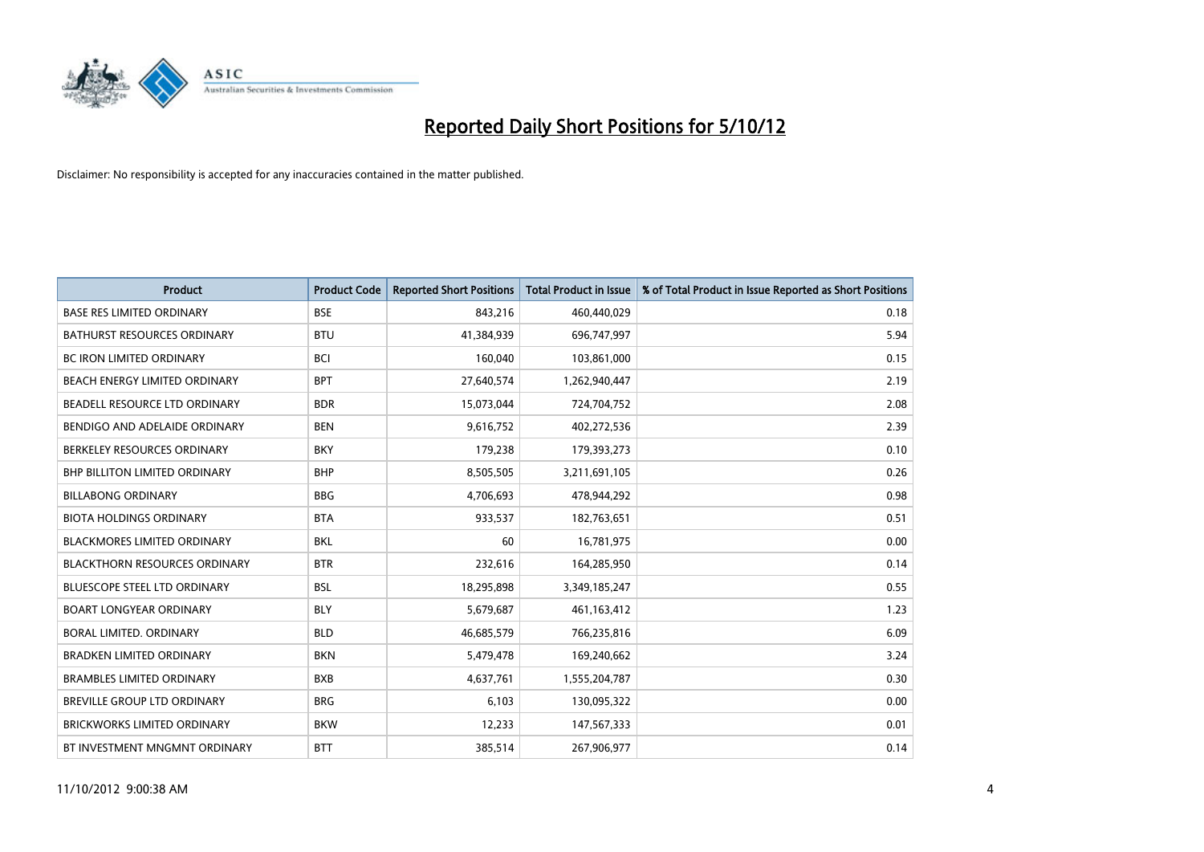# Reported Daily Short Positions for 5/10/12

Disclaimer: No responsibility is accepted for any inaccuracies contained in the matter published.

| Product | Product Code | Reported Short Positions | Total Product in Issue | % of Total Product in Issue Reported as Short Positions |
|---|---|---|---|---|
| BASE RES LIMITED ORDINARY | BSE | 843,216 | 460,440,029 | 0.18 |
| BATHURST RESOURCES ORDINARY | BTU | 41,384,939 | 696,747,997 | 5.94 |
| BC IRON LIMITED ORDINARY | BCI | 160,040 | 103,861,000 | 0.15 |
| BEACH ENERGY LIMITED ORDINARY | BPT | 27,640,574 | 1,262,940,447 | 2.19 |
| BEADELL RESOURCE LTD ORDINARY | BDR | 15,073,044 | 724,704,752 | 2.08 |
| BENDIGO AND ADELAIDE ORDINARY | BEN | 9,616,752 | 402,272,536 | 2.39 |
| BERKELEY RESOURCES ORDINARY | BKY | 179,238 | 179,393,273 | 0.10 |
| BHP BILLITON LIMITED ORDINARY | BHP | 8,505,505 | 3,211,691,105 | 0.26 |
| BILLABONG ORDINARY | BBG | 4,706,693 | 478,944,292 | 0.98 |
| BIOTA HOLDINGS ORDINARY | BTA | 933,537 | 182,763,651 | 0.51 |
| BLACKMORES LIMITED ORDINARY | BKL | 60 | 16,781,975 | 0.00 |
| BLACKTHORN RESOURCES ORDINARY | BTR | 232,616 | 164,285,950 | 0.14 |
| BLUESCOPE STEEL LTD ORDINARY | BSL | 18,295,898 | 3,349,185,247 | 0.55 |
| BOART LONGYEAR ORDINARY | BLY | 5,679,687 | 461,163,412 | 1.23 |
| BORAL LIMITED. ORDINARY | BLD | 46,685,579 | 766,235,816 | 6.09 |
| BRADKEN LIMITED ORDINARY | BKN | 5,479,478 | 169,240,662 | 3.24 |
| BRAMBLES LIMITED ORDINARY | BXB | 4,637,761 | 1,555,204,787 | 0.30 |
| BREVILLE GROUP LTD ORDINARY | BRG | 6,103 | 130,095,322 | 0.00 |
| BRICKWORKS LIMITED ORDINARY | BKW | 12,233 | 147,567,333 | 0.01 |
| BT INVESTMENT MNGMNT ORDINARY | BTT | 385,514 | 267,906,977 | 0.14 |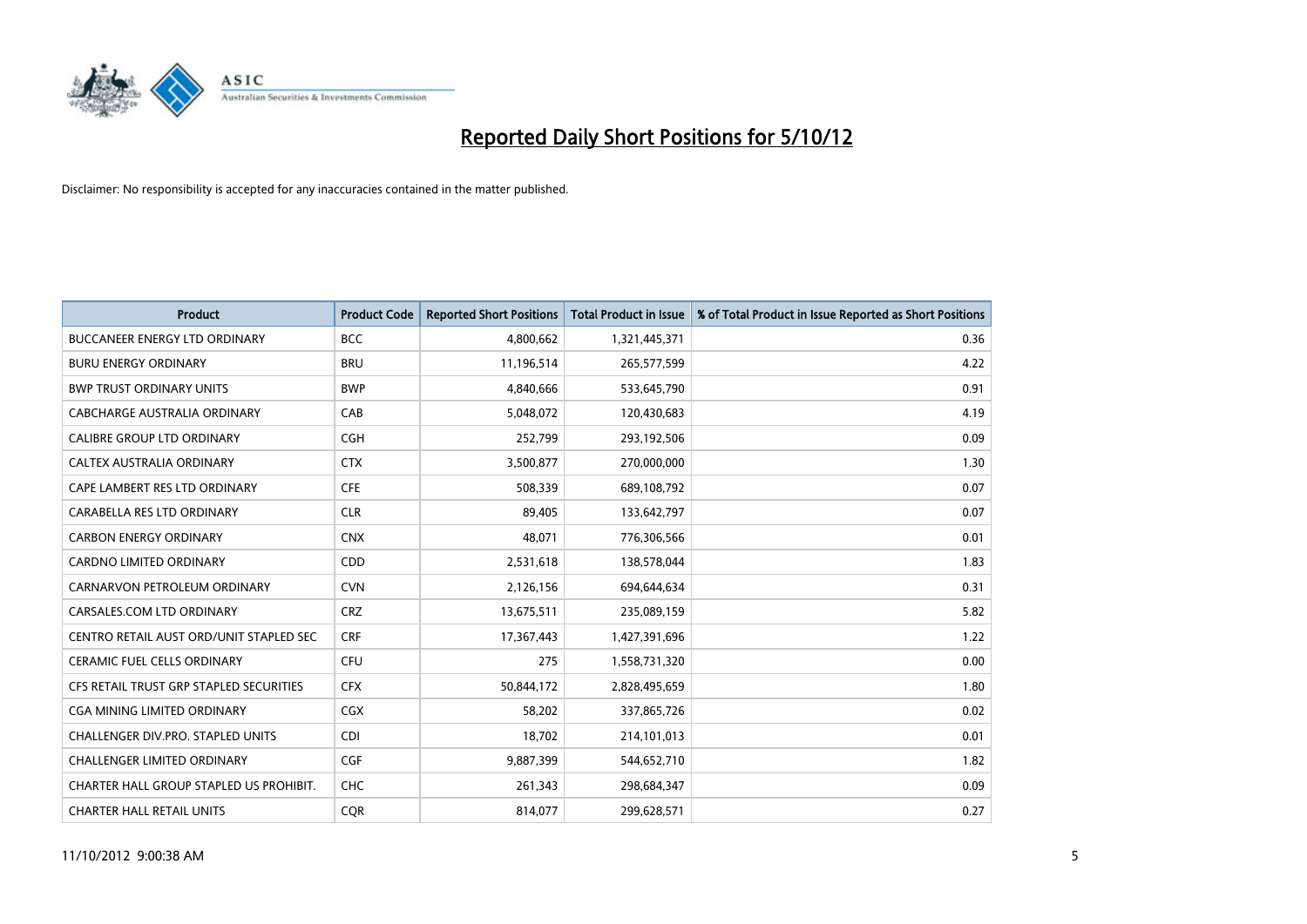# Reported Daily Short Positions for 5/10/12

Disclaimer: No responsibility is accepted for any inaccuracies contained in the matter published.

| Product | Product Code | Reported Short Positions | Total Product in Issue | % of Total Product in Issue Reported as Short Positions |
|---|---|---|---|---|
| BUCCANEER ENERGY LTD ORDINARY | BCC | 4,800,662 | 1,321,445,371 | 0.36 |
| BURU ENERGY ORDINARY | BRU | 11,196,514 | 265,577,599 | 4.22 |
| BWP TRUST ORDINARY UNITS | BWP | 4,840,666 | 533,645,790 | 0.91 |
| CABCHARGE AUSTRALIA ORDINARY | CAB | 5,048,072 | 120,430,683 | 4.19 |
| CALIBRE GROUP LTD ORDINARY | CGH | 252,799 | 293,192,506 | 0.09 |
| CALTEX AUSTRALIA ORDINARY | CTX | 3,500,877 | 270,000,000 | 1.30 |
| CAPE LAMBERT RES LTD ORDINARY | CFE | 508,339 | 689,108,792 | 0.07 |
| CARABELLA RES LTD ORDINARY | CLR | 89,405 | 133,642,797 | 0.07 |
| CARBON ENERGY ORDINARY | CNX | 48,071 | 776,306,566 | 0.01 |
| CARDNO LIMITED ORDINARY | CDD | 2,531,618 | 138,578,044 | 1.83 |
| CARNARVON PETROLEUM ORDINARY | CVN | 2,126,156 | 694,644,634 | 0.31 |
| CARSALES.COM LTD ORDINARY | CRZ | 13,675,511 | 235,089,159 | 5.82 |
| CENTRO RETAIL AUST ORD/UNIT STAPLED SEC | CRF | 17,367,443 | 1,427,391,696 | 1.22 |
| CERAMIC FUEL CELLS ORDINARY | CFU | 275 | 1,558,731,320 | 0.00 |
| CFS RETAIL TRUST GRP STAPLED SECURITIES | CFX | 50,844,172 | 2,828,495,659 | 1.80 |
| CGA MINING LIMITED ORDINARY | CGX | 58,202 | 337,865,726 | 0.02 |
| CHALLENGER DIV.PRO. STAPLED UNITS | CDI | 18,702 | 214,101,013 | 0.01 |
| CHALLENGER LIMITED ORDINARY | CGF | 9,887,399 | 544,652,710 | 1.82 |
| CHARTER HALL GROUP STAPLED US PROHIBIT. | CHC | 261,343 | 298,684,347 | 0.09 |
| CHARTER HALL RETAIL UNITS | CQR | 814,077 | 299,628,571 | 0.27 |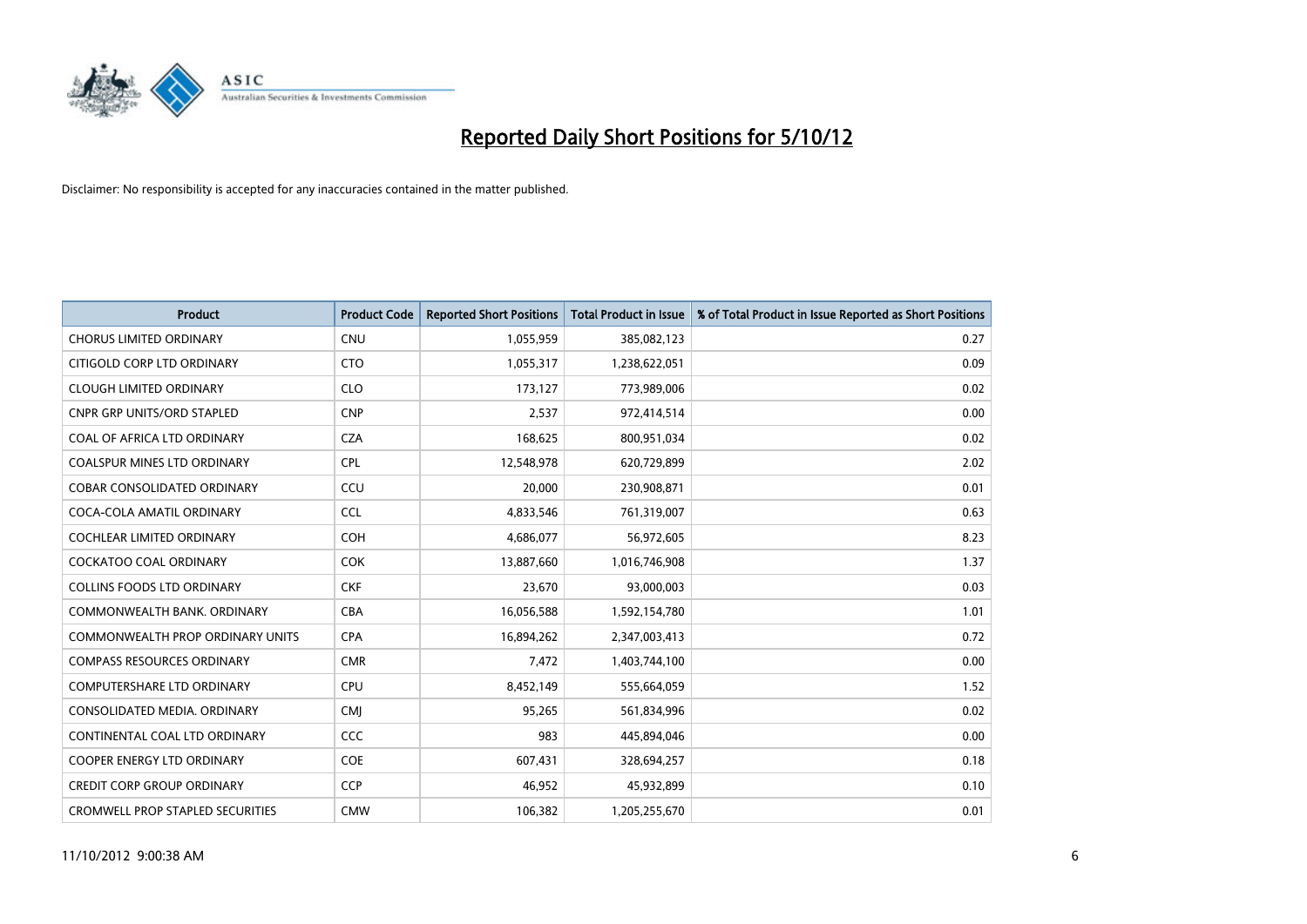# Reported Daily Short Positions for 5/10/12

Disclaimer: No responsibility is accepted for any inaccuracies contained in the matter published.

| Product | Product Code | Reported Short Positions | Total Product in Issue | % of Total Product in Issue Reported as Short Positions |
|---|---|---|---|---|
| CHORUS LIMITED ORDINARY | CNU | 1,055,959 | 385,082,123 | 0.27 |
| CITIGOLD CORP LTD ORDINARY | CTO | 1,055,317 | 1,238,622,051 | 0.09 |
| CLOUGH LIMITED ORDINARY | CLO | 173,127 | 773,989,006 | 0.02 |
| CNPR GRP UNITS/ORD STAPLED | CNP | 2,537 | 972,414,514 | 0.00 |
| COAL OF AFRICA LTD ORDINARY | CZA | 168,625 | 800,951,034 | 0.02 |
| COALSPUR MINES LTD ORDINARY | CPL | 12,548,978 | 620,729,899 | 2.02 |
| COBAR CONSOLIDATED ORDINARY | CCU | 20,000 | 230,908,871 | 0.01 |
| COCA-COLA AMATIL ORDINARY | CCL | 4,833,546 | 761,319,007 | 0.63 |
| COCHLEAR LIMITED ORDINARY | COH | 4,686,077 | 56,972,605 | 8.23 |
| COCKATOO COAL ORDINARY | COK | 13,887,660 | 1,016,746,908 | 1.37 |
| COLLINS FOODS LTD ORDINARY | CKF | 23,670 | 93,000,003 | 0.03 |
| COMMONWEALTH BANK. ORDINARY | CBA | 16,056,588 | 1,592,154,780 | 1.01 |
| COMMONWEALTH PROP ORDINARY UNITS | CPA | 16,894,262 | 2,347,003,413 | 0.72 |
| COMPASS RESOURCES ORDINARY | CMR | 7,472 | 1,403,744,100 | 0.00 |
| COMPUTERSHARE LTD ORDINARY | CPU | 8,452,149 | 555,664,059 | 1.52 |
| CONSOLIDATED MEDIA. ORDINARY | CMJ | 95,265 | 561,834,996 | 0.02 |
| CONTINENTAL COAL LTD ORDINARY | CCC | 983 | 445,894,046 | 0.00 |
| COOPER ENERGY LTD ORDINARY | COE | 607,431 | 328,694,257 | 0.18 |
| CREDIT CORP GROUP ORDINARY | CCP | 46,952 | 45,932,899 | 0.10 |
| CROMWELL PROP STAPLED SECURITIES | CMW | 106,382 | 1,205,255,670 | 0.01 |

11/10/2012 9:00:38 AM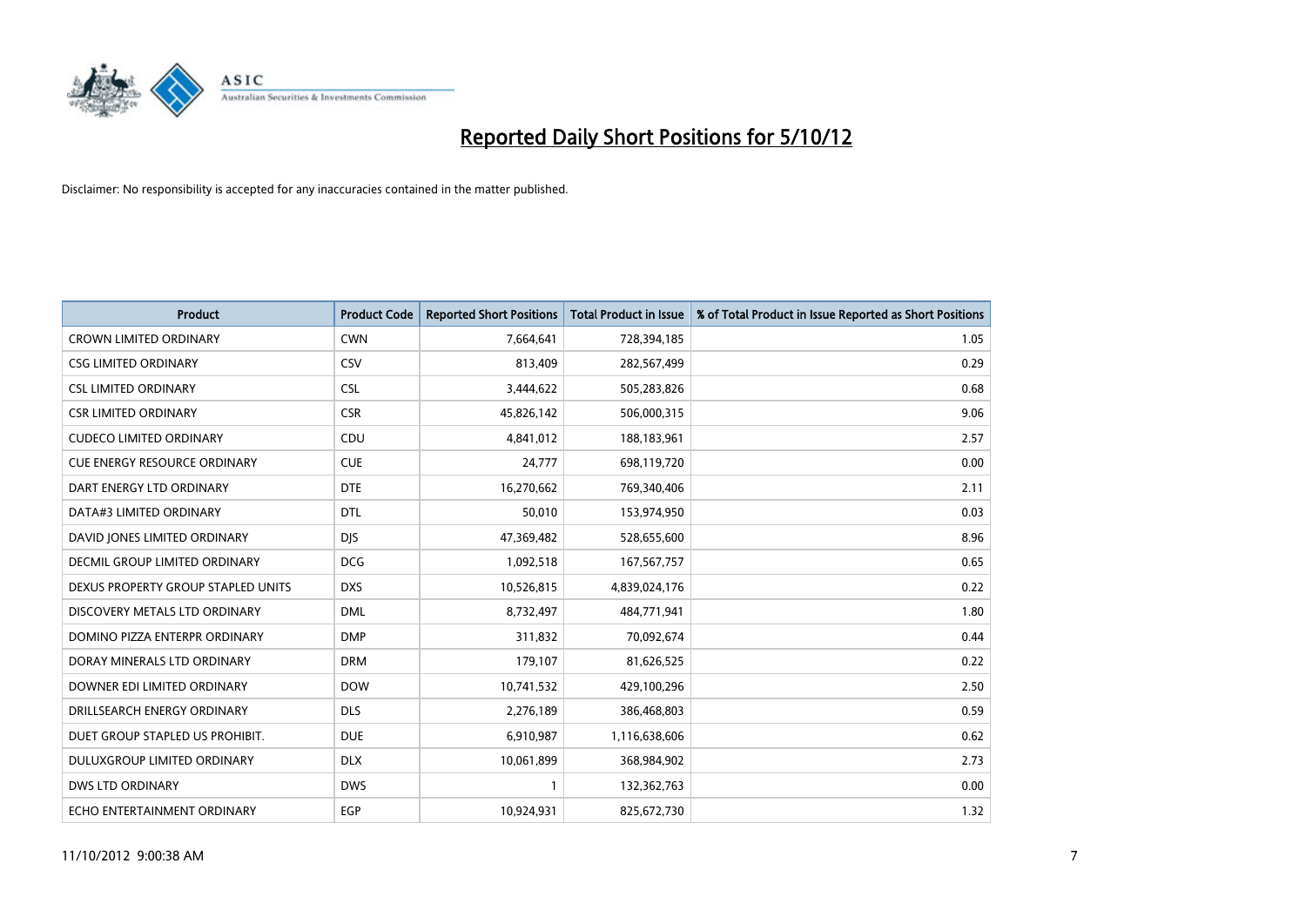# Reported Daily Short Positions for 5/10/12

Disclaimer: No responsibility is accepted for any inaccuracies contained in the matter published.

| Product | Product Code | Reported Short Positions | Total Product in Issue | % of Total Product in Issue Reported as Short Positions |
|---|---|---|---|---|
| CROWN LIMITED ORDINARY | CWN | 7,664,641 | 728,394,185 | 1.05 |
| CSG LIMITED ORDINARY | CSV | 813,409 | 282,567,499 | 0.29 |
| CSL LIMITED ORDINARY | CSL | 3,444,622 | 505,283,826 | 0.68 |
| CSR LIMITED ORDINARY | CSR | 45,826,142 | 506,000,315 | 9.06 |
| CUDECO LIMITED ORDINARY | CDU | 4,841,012 | 188,183,961 | 2.57 |
| CUE ENERGY RESOURCE ORDINARY | CUE | 24,777 | 698,119,720 | 0.00 |
| DART ENERGY LTD ORDINARY | DTE | 16,270,662 | 769,340,406 | 2.11 |
| DATA#3 LIMITED ORDINARY | DTL | 50,010 | 153,974,950 | 0.03 |
| DAVID JONES LIMITED ORDINARY | DJS | 47,369,482 | 528,655,600 | 8.96 |
| DECMIL GROUP LIMITED ORDINARY | DCG | 1,092,518 | 167,567,757 | 0.65 |
| DEXUS PROPERTY GROUP STAPLED UNITS | DXS | 10,526,815 | 4,839,024,176 | 0.22 |
| DISCOVERY METALS LTD ORDINARY | DML | 8,732,497 | 484,771,941 | 1.80 |
| DOMINO PIZZA ENTERPR ORDINARY | DMP | 311,832 | 70,092,674 | 0.44 |
| DORAY MINERALS LTD ORDINARY | DRM | 179,107 | 81,626,525 | 0.22 |
| DOWNER EDI LIMITED ORDINARY | DOW | 10,741,532 | 429,100,296 | 2.50 |
| DRILLSEARCH ENERGY ORDINARY | DLS | 2,276,189 | 386,468,803 | 0.59 |
| DUET GROUP STAPLED US PROHIBIT. | DUE | 6,910,987 | 1,116,638,606 | 0.62 |
| DULUXGROUP LIMITED ORDINARY | DLX | 10,061,899 | 368,984,902 | 2.73 |
| DWS LTD ORDINARY | DWS | 1 | 132,362,763 | 0.00 |
| ECHO ENTERTAINMENT ORDINARY | EGP | 10,924,931 | 825,672,730 | 1.32 |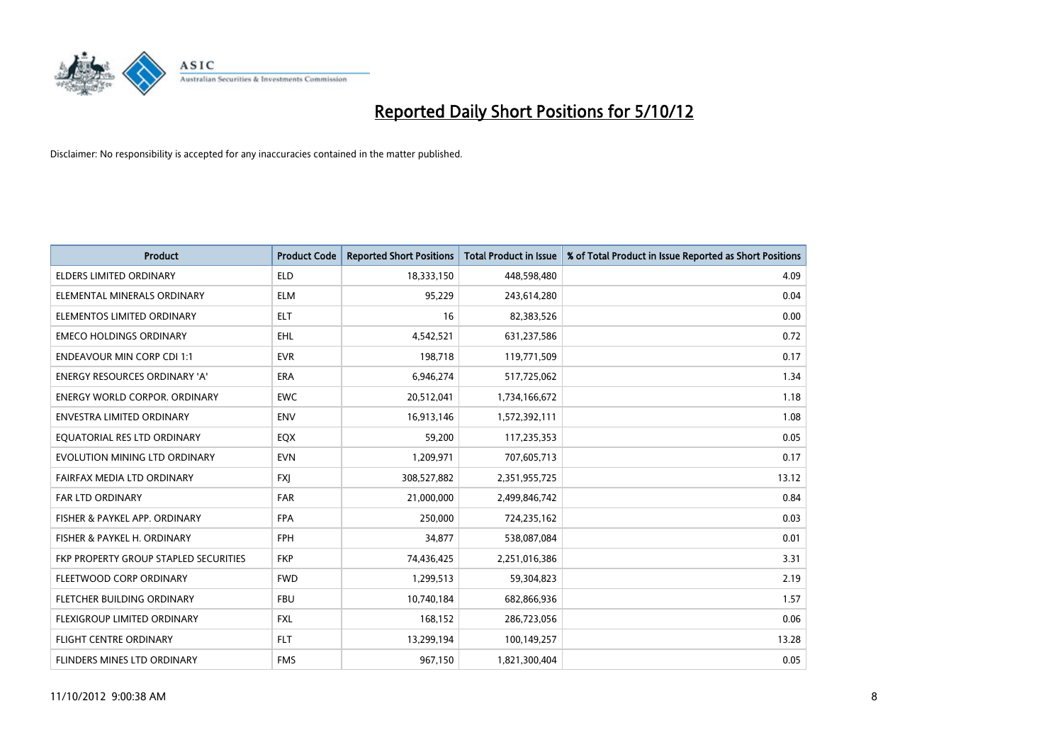# Reported Daily Short Positions for 5/10/12

Disclaimer: No responsibility is accepted for any inaccuracies contained in the matter published.

| Product | Product Code | Reported Short Positions | Total Product in Issue | % of Total Product in Issue Reported as Short Positions |
|---|---|---|---|---|
| ELDERS LIMITED ORDINARY | ELD | 18,333,150 | 448,598,480 | 4.09 |
| ELEMENTAL MINERALS ORDINARY | ELM | 95,229 | 243,614,280 | 0.04 |
| ELEMENTOS LIMITED ORDINARY | ELT | 16 | 82,383,526 | 0.00 |
| EMECO HOLDINGS ORDINARY | EHL | 4,542,521 | 631,237,586 | 0.72 |
| ENDEAVOUR MIN CORP CDI 1:1 | EVR | 198,718 | 119,771,509 | 0.17 |
| ENERGY RESOURCES ORDINARY 'A' | ERA | 6,946,274 | 517,725,062 | 1.34 |
| ENERGY WORLD CORPOR. ORDINARY | EWC | 20,512,041 | 1,734,166,672 | 1.18 |
| ENVESTRA LIMITED ORDINARY | ENV | 16,913,146 | 1,572,392,111 | 1.08 |
| EQUATORIAL RES LTD ORDINARY | EQX | 59,200 | 117,235,353 | 0.05 |
| EVOLUTION MINING LTD ORDINARY | EVN | 1,209,971 | 707,605,713 | 0.17 |
| FAIRFAX MEDIA LTD ORDINARY | FXJ | 308,527,882 | 2,351,955,725 | 13.12 |
| FAR LTD ORDINARY | FAR | 21,000,000 | 2,499,846,742 | 0.84 |
| FISHER & PAYKEL APP. ORDINARY | FPA | 250,000 | 724,235,162 | 0.03 |
| FISHER & PAYKEL H. ORDINARY | FPH | 34,877 | 538,087,084 | 0.01 |
| FKP PROPERTY GROUP STAPLED SECURITIES | FKP | 74,436,425 | 2,251,016,386 | 3.31 |
| FLEETWOOD CORP ORDINARY | FWD | 1,299,513 | 59,304,823 | 2.19 |
| FLETCHER BUILDING ORDINARY | FBU | 10,740,184 | 682,866,936 | 1.57 |
| FLEXIGROUP LIMITED ORDINARY | FXL | 168,152 | 286,723,056 | 0.06 |
| FLIGHT CENTRE ORDINARY | FLT | 13,299,194 | 100,149,257 | 13.28 |
| FLINDERS MINES LTD ORDINARY | FMS | 967,150 | 1,821,300,404 | 0.05 |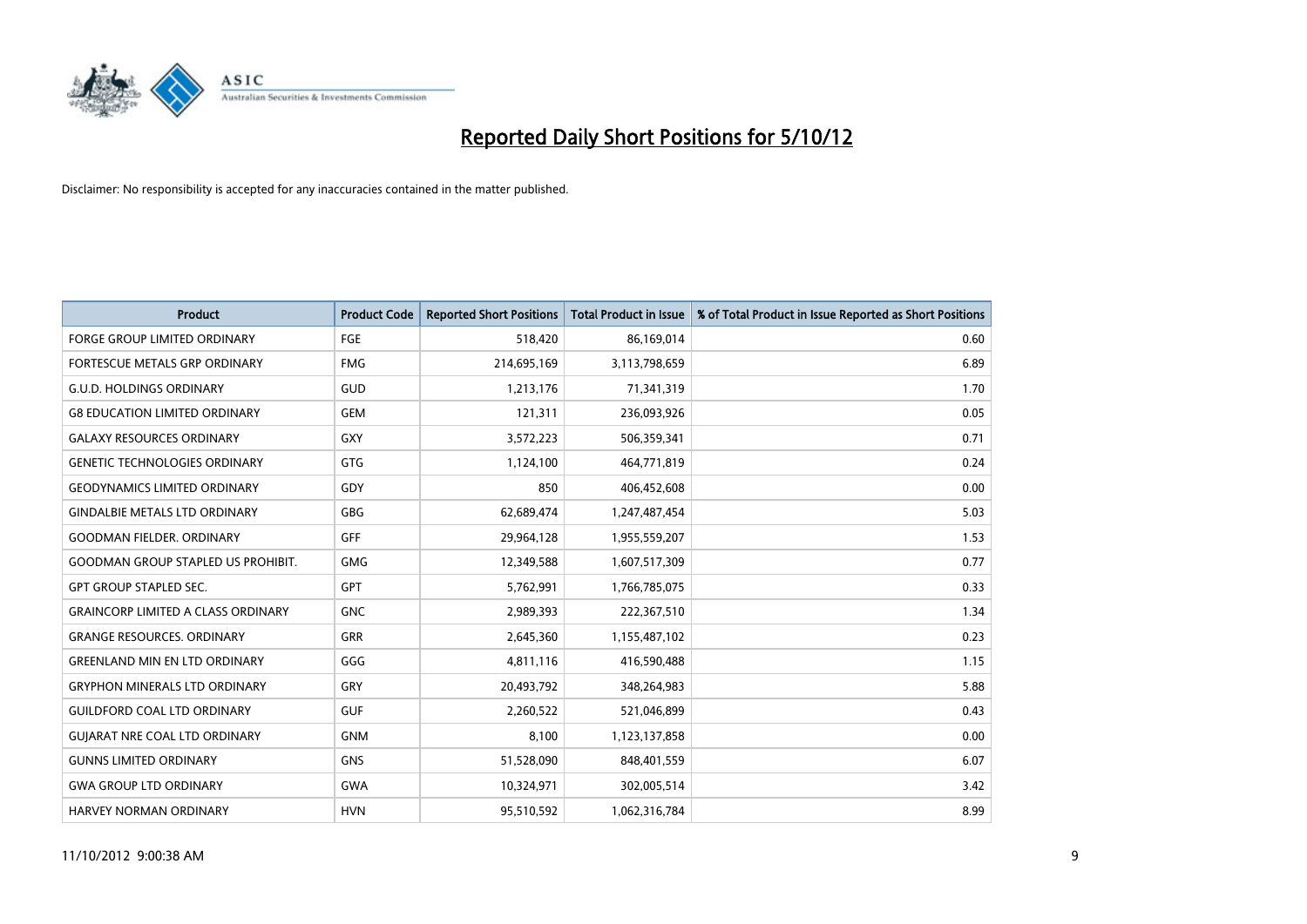# Reported Daily Short Positions for 5/10/12

Disclaimer: No responsibility is accepted for any inaccuracies contained in the matter published.

| Product | Product Code | Reported Short Positions | Total Product in Issue | % of Total Product in Issue Reported as Short Positions |
|---|---|---|---|---|
| FORGE GROUP LIMITED ORDINARY | FGE | 518,420 | 86,169,014 | 0.60 |
| FORTESCUE METALS GRP ORDINARY | FMG | 214,695,169 | 3,113,798,659 | 6.89 |
| G.U.D. HOLDINGS ORDINARY | GUD | 1,213,176 | 71,341,319 | 1.70 |
| G8 EDUCATION LIMITED ORDINARY | GEM | 121,311 | 236,093,926 | 0.05 |
| GALAXY RESOURCES ORDINARY | GXY | 3,572,223 | 506,359,341 | 0.71 |
| GENETIC TECHNOLOGIES ORDINARY | GTG | 1,124,100 | 464,771,819 | 0.24 |
| GEODYNAMICS LIMITED ORDINARY | GDY | 850 | 406,452,608 | 0.00 |
| GINDALBIE METALS LTD ORDINARY | GBG | 62,689,474 | 1,247,487,454 | 5.03 |
| GOODMAN FIELDER. ORDINARY | GFF | 29,964,128 | 1,955,559,207 | 1.53 |
| GOODMAN GROUP STAPLED US PROHIBIT. | GMG | 12,349,588 | 1,607,517,309 | 0.77 |
| GPT GROUP STAPLED SEC. | GPT | 5,762,991 | 1,766,785,075 | 0.33 |
| GRAINCORP LIMITED A CLASS ORDINARY | GNC | 2,989,393 | 222,367,510 | 1.34 |
| GRANGE RESOURCES. ORDINARY | GRR | 2,645,360 | 1,155,487,102 | 0.23 |
| GREENLAND MIN EN LTD ORDINARY | GGG | 4,811,116 | 416,590,488 | 1.15 |
| GRYPHON MINERALS LTD ORDINARY | GRY | 20,493,792 | 348,264,983 | 5.88 |
| GUILDFORD COAL LTD ORDINARY | GUF | 2,260,522 | 521,046,899 | 0.43 |
| GUJARAT NRE COAL LTD ORDINARY | GNM | 8,100 | 1,123,137,858 | 0.00 |
| GUNNS LIMITED ORDINARY | GNS | 51,528,090 | 848,401,559 | 6.07 |
| GWA GROUP LTD ORDINARY | GWA | 10,324,971 | 302,005,514 | 3.42 |
| HARVEY NORMAN ORDINARY | HVN | 95,510,592 | 1,062,316,784 | 8.99 |

11/10/2012 9:00:38 AM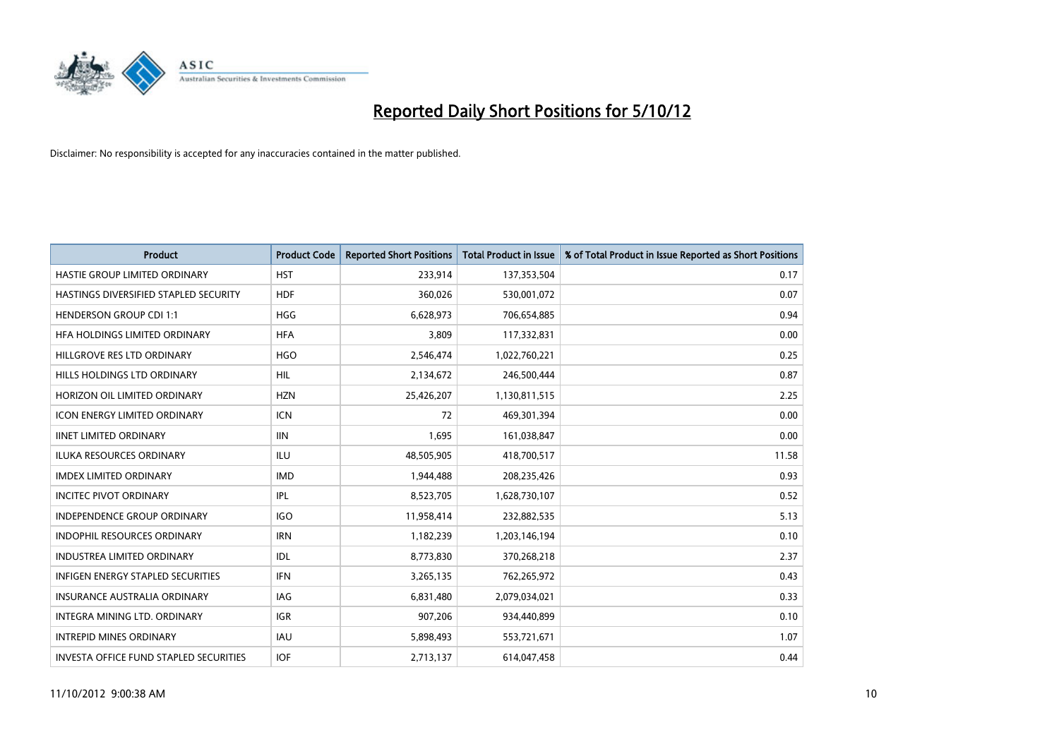# Reported Daily Short Positions for 5/10/12

Disclaimer: No responsibility is accepted for any inaccuracies contained in the matter published.

| Product | Product Code | Reported Short Positions | Total Product in Issue | % of Total Product in Issue Reported as Short Positions |
|---|---|---|---|---|
| HASTIE GROUP LIMITED ORDINARY | HST | 233,914 | 137,353,504 | 0.17 |
| HASTINGS DIVERSIFIED STAPLED SECURITY | HDF | 360,026 | 530,001,072 | 0.07 |
| HENDERSON GROUP CDI 1:1 | HGG | 6,628,973 | 706,654,885 | 0.94 |
| HFA HOLDINGS LIMITED ORDINARY | HFA | 3,809 | 117,332,831 | 0.00 |
| HILLGROVE RES LTD ORDINARY | HGO | 2,546,474 | 1,022,760,221 | 0.25 |
| HILLS HOLDINGS LTD ORDINARY | HIL | 2,134,672 | 246,500,444 | 0.87 |
| HORIZON OIL LIMITED ORDINARY | HZN | 25,426,207 | 1,130,811,515 | 2.25 |
| ICON ENERGY LIMITED ORDINARY | ICN | 72 | 469,301,394 | 0.00 |
| IINET LIMITED ORDINARY | IIN | 1,695 | 161,038,847 | 0.00 |
| ILUKA RESOURCES ORDINARY | ILU | 48,505,905 | 418,700,517 | 11.58 |
| IMDEX LIMITED ORDINARY | IMD | 1,944,488 | 208,235,426 | 0.93 |
| INCITEC PIVOT ORDINARY | IPL | 8,523,705 | 1,628,730,107 | 0.52 |
| INDEPENDENCE GROUP ORDINARY | IGO | 11,958,414 | 232,882,535 | 5.13 |
| INDOPHIL RESOURCES ORDINARY | IRN | 1,182,239 | 1,203,146,194 | 0.10 |
| INDUSTREA LIMITED ORDINARY | IDL | 8,773,830 | 370,268,218 | 2.37 |
| INFIGEN ENERGY STAPLED SECURITIES | IFN | 3,265,135 | 762,265,972 | 0.43 |
| INSURANCE AUSTRALIA ORDINARY | IAG | 6,831,480 | 2,079,034,021 | 0.33 |
| INTEGRA MINING LTD. ORDINARY | IGR | 907,206 | 934,440,899 | 0.10 |
| INTREPID MINES ORDINARY | IAU | 5,898,493 | 553,721,671 | 1.07 |
| INVESTA OFFICE FUND STAPLED SECURITIES | IOF | 2,713,137 | 614,047,458 | 0.44 |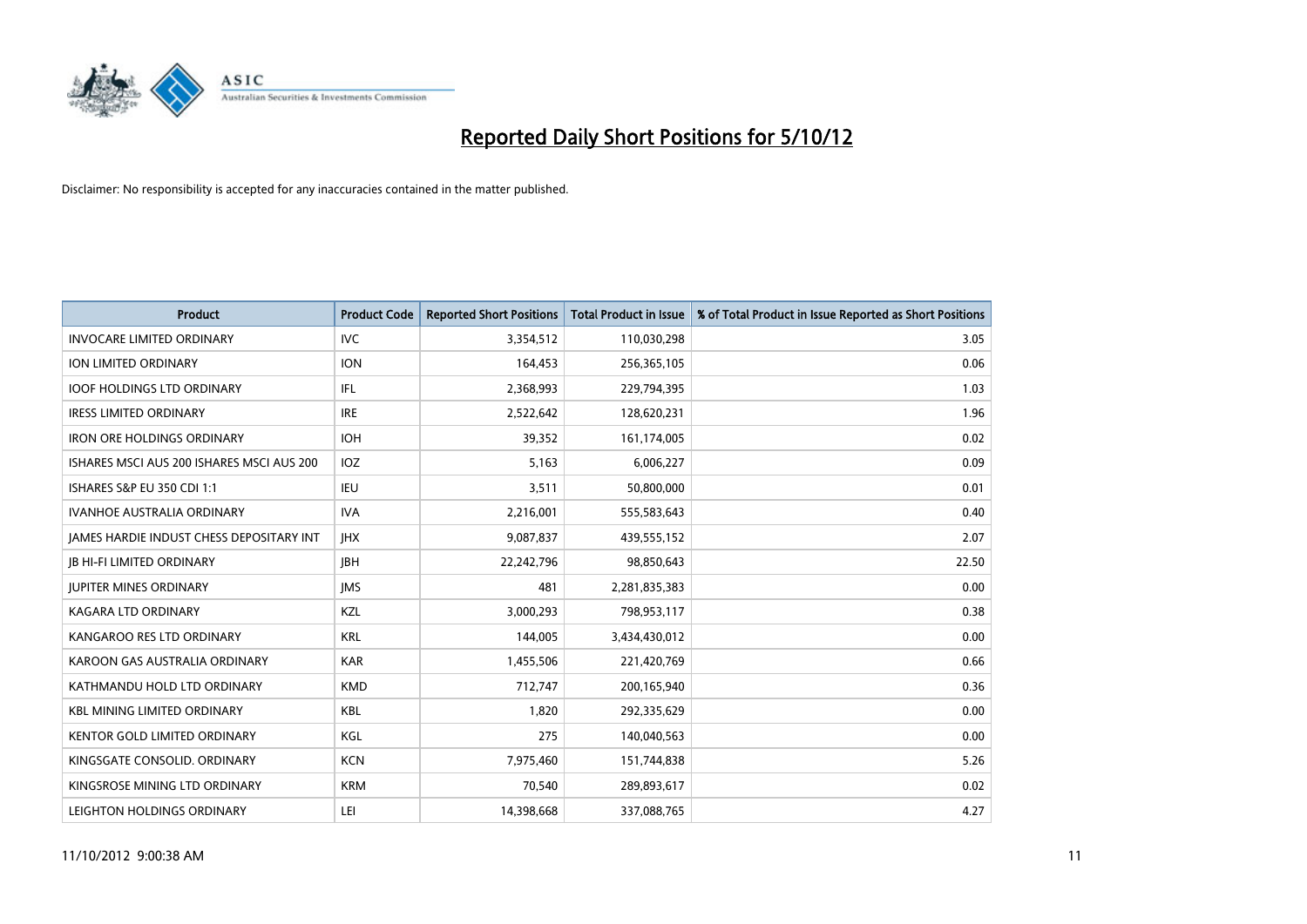# Reported Daily Short Positions for 5/10/12

Disclaimer: No responsibility is accepted for any inaccuracies contained in the matter published.

| Product | Product Code | Reported Short Positions | Total Product in Issue | % of Total Product in Issue Reported as Short Positions |
|---|---|---|---|---|
| INVOCARE LIMITED ORDINARY | IVC | 3,354,512 | 110,030,298 | 3.05 |
| ION LIMITED ORDINARY | ION | 164,453 | 256,365,105 | 0.06 |
| IOOF HOLDINGS LTD ORDINARY | IFL | 2,368,993 | 229,794,395 | 1.03 |
| IRESS LIMITED ORDINARY | IRE | 2,522,642 | 128,620,231 | 1.96 |
| IRON ORE HOLDINGS ORDINARY | IOH | 39,352 | 161,174,005 | 0.02 |
| ISHARES MSCI AUS 200 ISHARES MSCI AUS 200 | IOZ | 5,163 | 6,006,227 | 0.09 |
| ISHARES S&P EU 350 CDI 1:1 | IEU | 3,511 | 50,800,000 | 0.01 |
| IVANHOE AUSTRALIA ORDINARY | IVA | 2,216,001 | 555,583,643 | 0.40 |
| JAMES HARDIE INDUST CHESS DEPOSITARY INT | JHX | 9,087,837 | 439,555,152 | 2.07 |
| JB HI-FI LIMITED ORDINARY | JBH | 22,242,796 | 98,850,643 | 22.50 |
| JUPITER MINES ORDINARY | JMS | 481 | 2,281,835,383 | 0.00 |
| KAGARA LTD ORDINARY | KZL | 3,000,293 | 798,953,117 | 0.38 |
| KANGAROO RES LTD ORDINARY | KRL | 144,005 | 3,434,430,012 | 0.00 |
| KAROON GAS AUSTRALIA ORDINARY | KAR | 1,455,506 | 221,420,769 | 0.66 |
| KATHMANDU HOLD LTD ORDINARY | KMD | 712,747 | 200,165,940 | 0.36 |
| KBL MINING LIMITED ORDINARY | KBL | 1,820 | 292,335,629 | 0.00 |
| KENTOR GOLD LIMITED ORDINARY | KGL | 275 | 140,040,563 | 0.00 |
| KINGSGATE CONSOLID. ORDINARY | KCN | 7,975,460 | 151,744,838 | 5.26 |
| KINGSROSE MINING LTD ORDINARY | KRM | 70,540 | 289,893,617 | 0.02 |
| LEIGHTON HOLDINGS ORDINARY | LEI | 14,398,668 | 337,088,765 | 4.27 |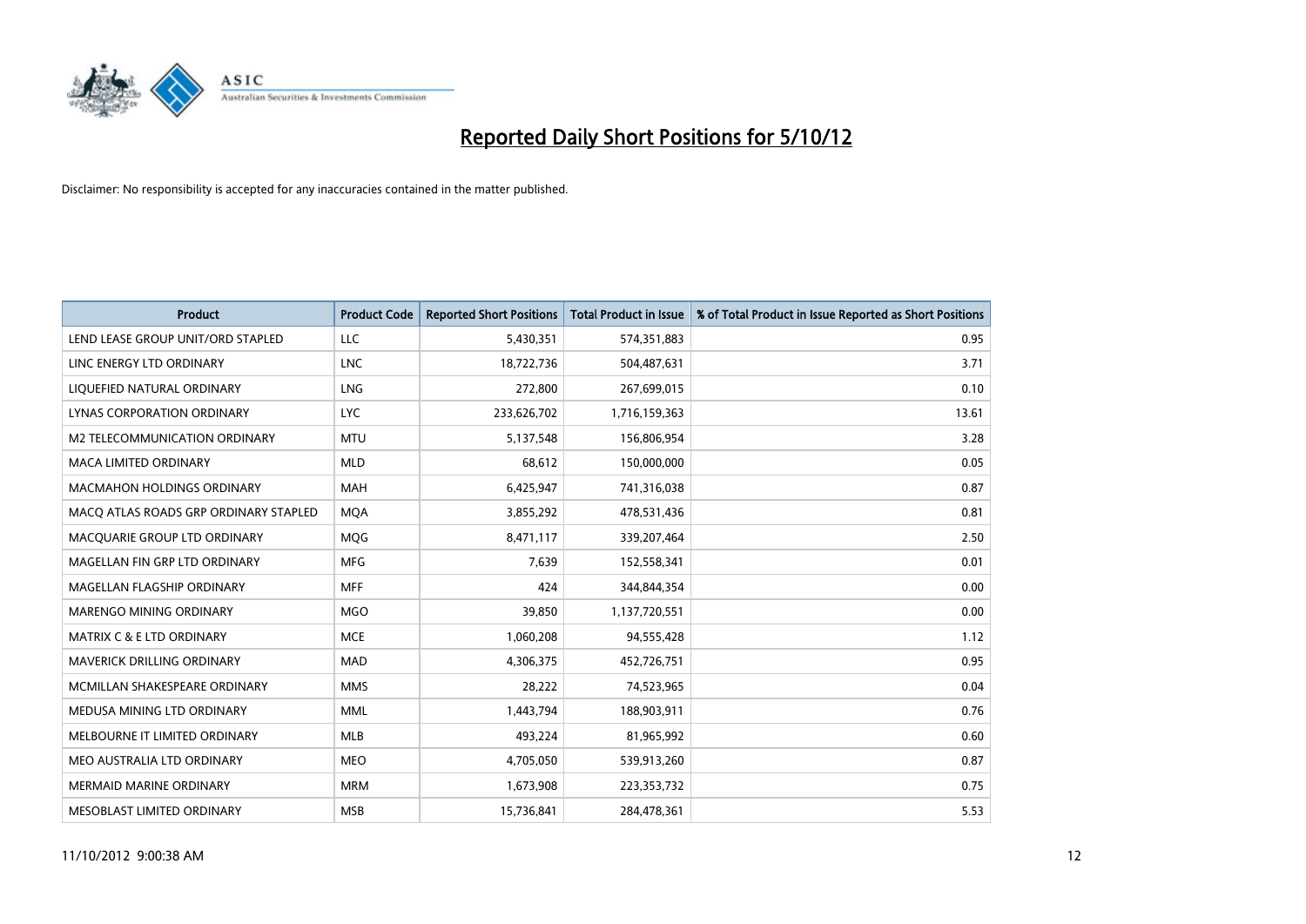# Reported Daily Short Positions for 5/10/12

Disclaimer: No responsibility is accepted for any inaccuracies contained in the matter published.

| Product | Product Code | Reported Short Positions | Total Product in Issue | % of Total Product in Issue Reported as Short Positions |
|---|---|---|---|---|
| LEND LEASE GROUP UNIT/ORD STAPLED | LLC | 5,430,351 | 574,351,883 | 0.95 |
| LINC ENERGY LTD ORDINARY | LNC | 18,722,736 | 504,487,631 | 3.71 |
| LIQUEFIED NATURAL ORDINARY | LNG | 272,800 | 267,699,015 | 0.10 |
| LYNAS CORPORATION ORDINARY | LYC | 233,626,702 | 1,716,159,363 | 13.61 |
| M2 TELECOMMUNICATION ORDINARY | MTU | 5,137,548 | 156,806,954 | 3.28 |
| MACA LIMITED ORDINARY | MLD | 68,612 | 150,000,000 | 0.05 |
| MACMAHON HOLDINGS ORDINARY | MAH | 6,425,947 | 741,316,038 | 0.87 |
| MACQ ATLAS ROADS GRP ORDINARY STAPLED | MQA | 3,855,292 | 478,531,436 | 0.81 |
| MACQUARIE GROUP LTD ORDINARY | MQG | 8,471,117 | 339,207,464 | 2.50 |
| MAGELLAN FIN GRP LTD ORDINARY | MFG | 7,639 | 152,558,341 | 0.01 |
| MAGELLAN FLAGSHIP ORDINARY | MFF | 424 | 344,844,354 | 0.00 |
| MARENGO MINING ORDINARY | MGO | 39,850 | 1,137,720,551 | 0.00 |
| MATRIX C & E LTD ORDINARY | MCE | 1,060,208 | 94,555,428 | 1.12 |
| MAVERICK DRILLING ORDINARY | MAD | 4,306,375 | 452,726,751 | 0.95 |
| MCMILLAN SHAKESPEARE ORDINARY | MMS | 28,222 | 74,523,965 | 0.04 |
| MEDUSA MINING LTD ORDINARY | MML | 1,443,794 | 188,903,911 | 0.76 |
| MELBOURNE IT LIMITED ORDINARY | MLB | 493,224 | 81,965,992 | 0.60 |
| MEO AUSTRALIA LTD ORDINARY | MEO | 4,705,050 | 539,913,260 | 0.87 |
| MERMAID MARINE ORDINARY | MRM | 1,673,908 | 223,353,732 | 0.75 |
| MESOBLAST LIMITED ORDINARY | MSB | 15,736,841 | 284,478,361 | 5.53 |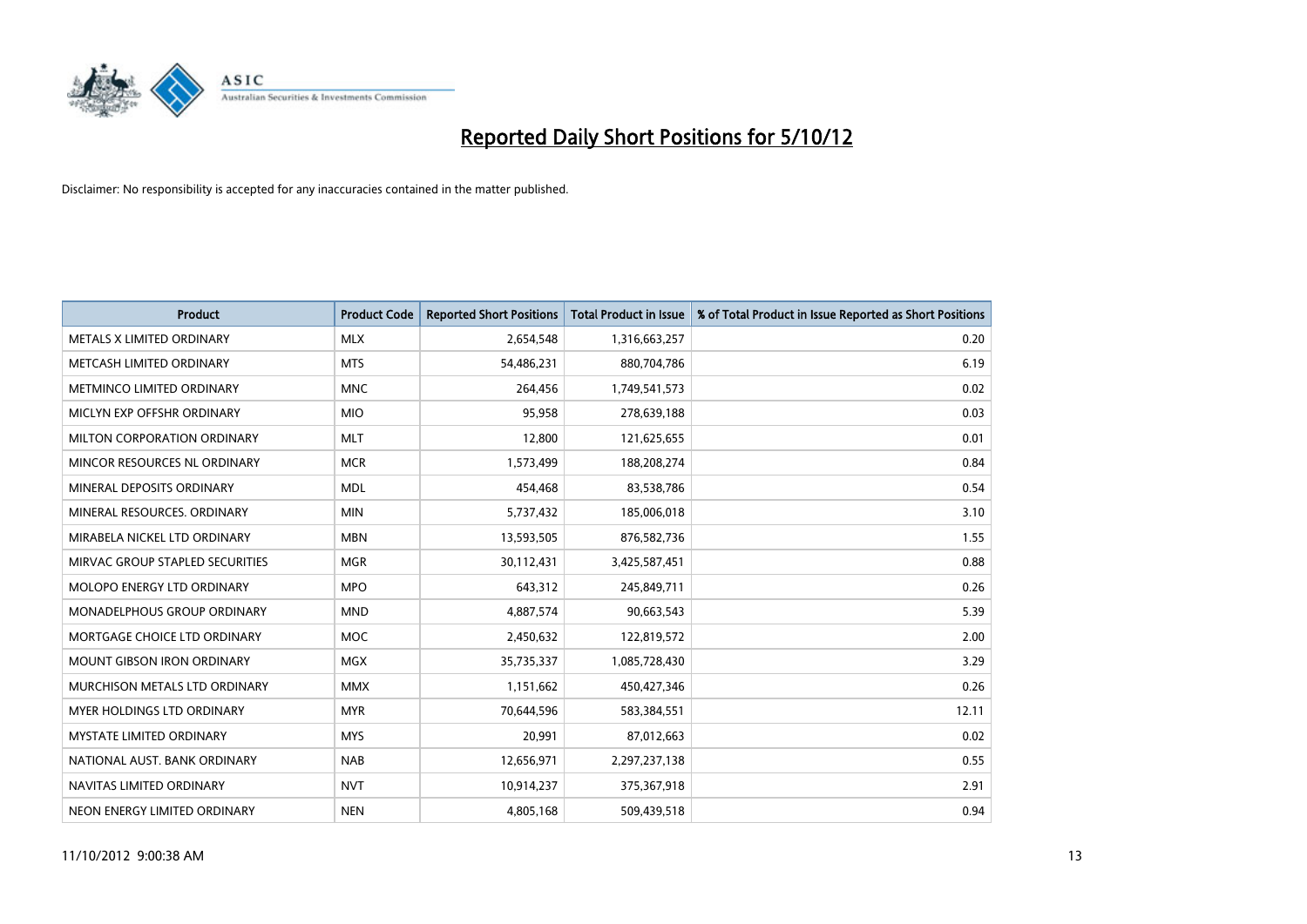# Reported Daily Short Positions for 5/10/12

Disclaimer: No responsibility is accepted for any inaccuracies contained in the matter published.

| Product | Product Code | Reported Short Positions | Total Product in Issue | % of Total Product in Issue Reported as Short Positions |
|---|---|---|---|---|
| METALS X LIMITED ORDINARY | MLX | 2,654,548 | 1,316,663,257 | 0.20 |
| METCASH LIMITED ORDINARY | MTS | 54,486,231 | 880,704,786 | 6.19 |
| METMINCO LIMITED ORDINARY | MNC | 264,456 | 1,749,541,573 | 0.02 |
| MICLYN EXP OFFSHR ORDINARY | MIO | 95,958 | 278,639,188 | 0.03 |
| MILTON CORPORATION ORDINARY | MLT | 12,800 | 121,625,655 | 0.01 |
| MINCOR RESOURCES NL ORDINARY | MCR | 1,573,499 | 188,208,274 | 0.84 |
| MINERAL DEPOSITS ORDINARY | MDL | 454,468 | 83,538,786 | 0.54 |
| MINERAL RESOURCES. ORDINARY | MIN | 5,737,432 | 185,006,018 | 3.10 |
| MIRABELA NICKEL LTD ORDINARY | MBN | 13,593,505 | 876,582,736 | 1.55 |
| MIRVAC GROUP STAPLED SECURITIES | MGR | 30,112,431 | 3,425,587,451 | 0.88 |
| MOLOPO ENERGY LTD ORDINARY | MPO | 643,312 | 245,849,711 | 0.26 |
| MONADELPHOUS GROUP ORDINARY | MND | 4,887,574 | 90,663,543 | 5.39 |
| MORTGAGE CHOICE LTD ORDINARY | MOC | 2,450,632 | 122,819,572 | 2.00 |
| MOUNT GIBSON IRON ORDINARY | MGX | 35,735,337 | 1,085,728,430 | 3.29 |
| MURCHISON METALS LTD ORDINARY | MMX | 1,151,662 | 450,427,346 | 0.26 |
| MYER HOLDINGS LTD ORDINARY | MYR | 70,644,596 | 583,384,551 | 12.11 |
| MYSTATE LIMITED ORDINARY | MYS | 20,991 | 87,012,663 | 0.02 |
| NATIONAL AUST. BANK ORDINARY | NAB | 12,656,971 | 2,297,237,138 | 0.55 |
| NAVITAS LIMITED ORDINARY | NVT | 10,914,237 | 375,367,918 | 2.91 |
| NEON ENERGY LIMITED ORDINARY | NEN | 4,805,168 | 509,439,518 | 0.94 |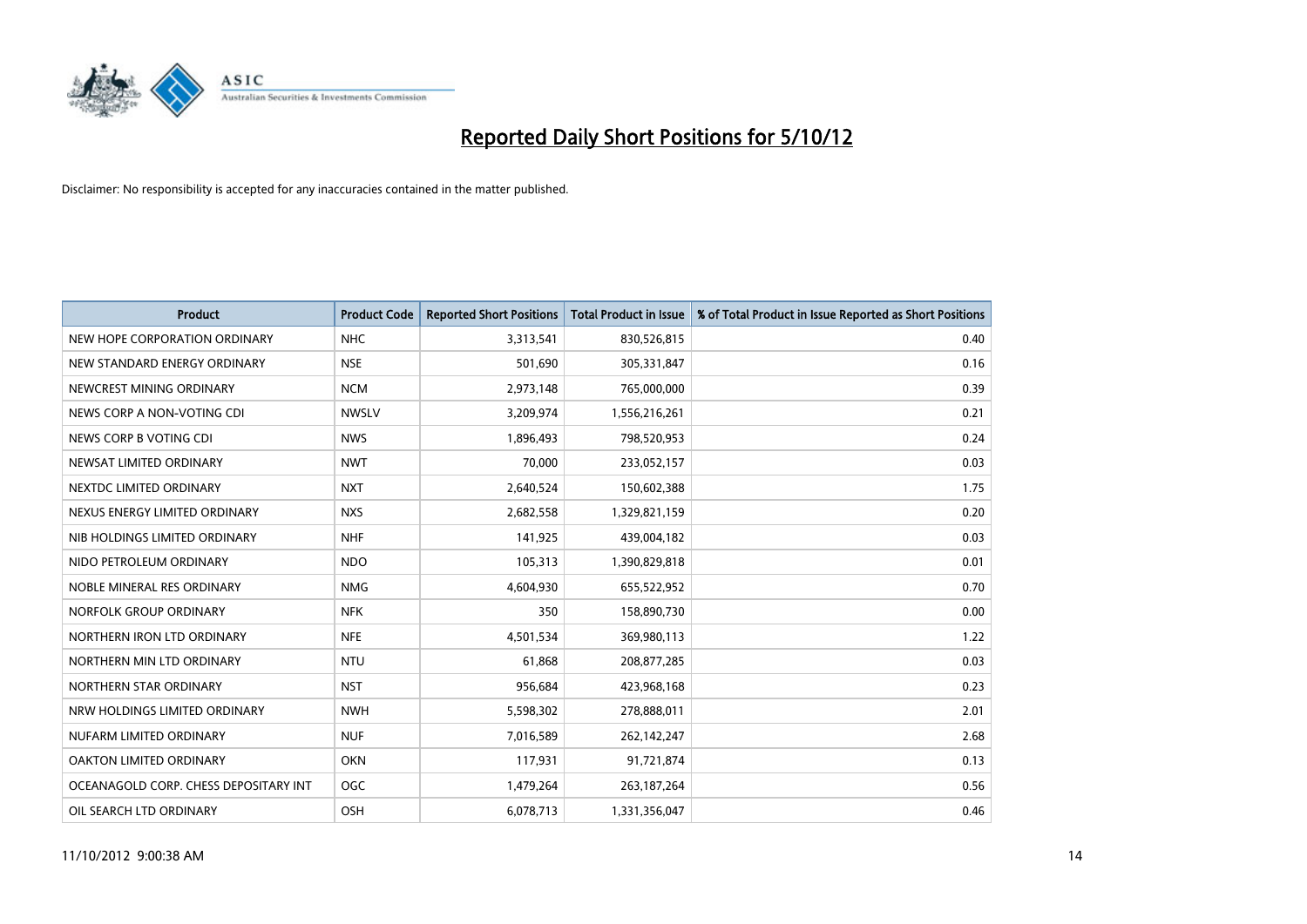# Reported Daily Short Positions for 5/10/12

Disclaimer: No responsibility is accepted for any inaccuracies contained in the matter published.

| Product | Product Code | Reported Short Positions | Total Product in Issue | % of Total Product in Issue Reported as Short Positions |
|---|---|---|---|---|
| NEW HOPE CORPORATION ORDINARY | NHC | 3,313,541 | 830,526,815 | 0.40 |
| NEW STANDARD ENERGY ORDINARY | NSE | 501,690 | 305,331,847 | 0.16 |
| NEWCREST MINING ORDINARY | NCM | 2,973,148 | 765,000,000 | 0.39 |
| NEWS CORP A NON-VOTING CDI | NWSLV | 3,209,974 | 1,556,216,261 | 0.21 |
| NEWS CORP B VOTING CDI | NWS | 1,896,493 | 798,520,953 | 0.24 |
| NEWSAT LIMITED ORDINARY | NWT | 70,000 | 233,052,157 | 0.03 |
| NEXTDC LIMITED ORDINARY | NXT | 2,640,524 | 150,602,388 | 1.75 |
| NEXUS ENERGY LIMITED ORDINARY | NXS | 2,682,558 | 1,329,821,159 | 0.20 |
| NIB HOLDINGS LIMITED ORDINARY | NHF | 141,925 | 439,004,182 | 0.03 |
| NIDO PETROLEUM ORDINARY | NDO | 105,313 | 1,390,829,818 | 0.01 |
| NOBLE MINERAL RES ORDINARY | NMG | 4,604,930 | 655,522,952 | 0.70 |
| NORFOLK GROUP ORDINARY | NFK | 350 | 158,890,730 | 0.00 |
| NORTHERN IRON LTD ORDINARY | NFE | 4,501,534 | 369,980,113 | 1.22 |
| NORTHERN MIN LTD ORDINARY | NTU | 61,868 | 208,877,285 | 0.03 |
| NORTHERN STAR ORDINARY | NST | 956,684 | 423,968,168 | 0.23 |
| NRW HOLDINGS LIMITED ORDINARY | NWH | 5,598,302 | 278,888,011 | 2.01 |
| NUFARM LIMITED ORDINARY | NUF | 7,016,589 | 262,142,247 | 2.68 |
| OAKTON LIMITED ORDINARY | OKN | 117,931 | 91,721,874 | 0.13 |
| OCEANAGOLD CORP. CHESS DEPOSITARY INT | OGC | 1,479,264 | 263,187,264 | 0.56 |
| OIL SEARCH LTD ORDINARY | OSH | 6,078,713 | 1,331,356,047 | 0.46 |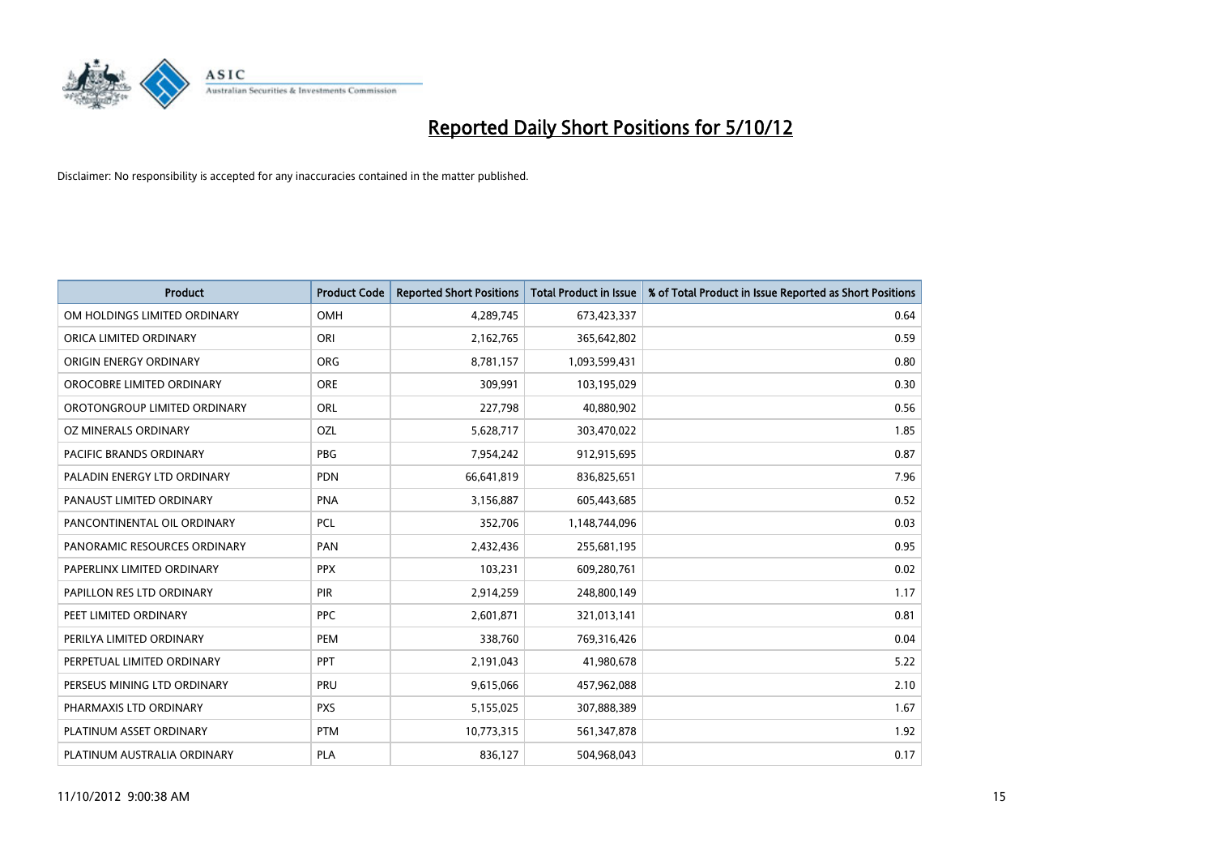# Reported Daily Short Positions for 5/10/12

Disclaimer: No responsibility is accepted for any inaccuracies contained in the matter published.

| Product | Product Code | Reported Short Positions | Total Product in Issue | % of Total Product in Issue Reported as Short Positions |
|---|---|---|---|---|
| OM HOLDINGS LIMITED ORDINARY | OMH | 4,289,745 | 673,423,337 | 0.64 |
| ORICA LIMITED ORDINARY | ORI | 2,162,765 | 365,642,802 | 0.59 |
| ORIGIN ENERGY ORDINARY | ORG | 8,781,157 | 1,093,599,431 | 0.80 |
| OROCOBRE LIMITED ORDINARY | ORE | 309,991 | 103,195,029 | 0.30 |
| OROTONGROUP LIMITED ORDINARY | ORL | 227,798 | 40,880,902 | 0.56 |
| OZ MINERALS ORDINARY | OZL | 5,628,717 | 303,470,022 | 1.85 |
| PACIFIC BRANDS ORDINARY | PBG | 7,954,242 | 912,915,695 | 0.87 |
| PALADIN ENERGY LTD ORDINARY | PDN | 66,641,819 | 836,825,651 | 7.96 |
| PANAUST LIMITED ORDINARY | PNA | 3,156,887 | 605,443,685 | 0.52 |
| PANCONTINENTAL OIL ORDINARY | PCL | 352,706 | 1,148,744,096 | 0.03 |
| PANORAMIC RESOURCES ORDINARY | PAN | 2,432,436 | 255,681,195 | 0.95 |
| PAPERLINX LIMITED ORDINARY | PPX | 103,231 | 609,280,761 | 0.02 |
| PAPILLON RES LTD ORDINARY | PIR | 2,914,259 | 248,800,149 | 1.17 |
| PEET LIMITED ORDINARY | PPC | 2,601,871 | 321,013,141 | 0.81 |
| PERILYA LIMITED ORDINARY | PEM | 338,760 | 769,316,426 | 0.04 |
| PERPETUAL LIMITED ORDINARY | PPT | 2,191,043 | 41,980,678 | 5.22 |
| PERSEUS MINING LTD ORDINARY | PRU | 9,615,066 | 457,962,088 | 2.10 |
| PHARMAXIS LTD ORDINARY | PXS | 5,155,025 | 307,888,389 | 1.67 |
| PLATINUM ASSET ORDINARY | PTM | 10,773,315 | 561,347,878 | 1.92 |
| PLATINUM AUSTRALIA ORDINARY | PLA | 836,127 | 504,968,043 | 0.17 |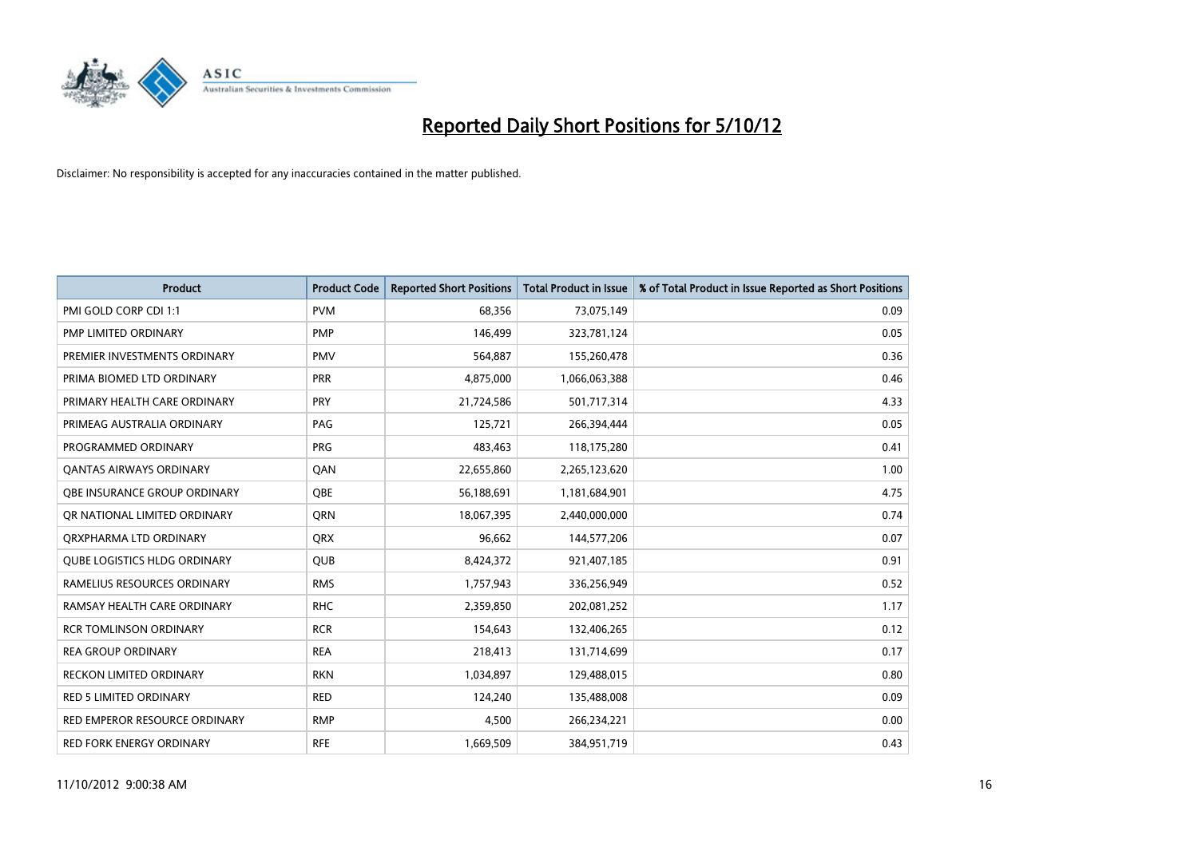# Reported Daily Short Positions for 5/10/12

Disclaimer: No responsibility is accepted for any inaccuracies contained in the matter published.

| Product | Product Code | Reported Short Positions | Total Product in Issue | % of Total Product in Issue Reported as Short Positions |
|---|---|---|---|---|
| PMI GOLD CORP CDI 1:1 | PVM | 68,356 | 73,075,149 | 0.09 |
| PMP LIMITED ORDINARY | PMP | 146,499 | 323,781,124 | 0.05 |
| PREMIER INVESTMENTS ORDINARY | PMV | 564,887 | 155,260,478 | 0.36 |
| PRIMA BIOMED LTD ORDINARY | PRR | 4,875,000 | 1,066,063,388 | 0.46 |
| PRIMARY HEALTH CARE ORDINARY | PRY | 21,724,586 | 501,717,314 | 4.33 |
| PRIMEAG AUSTRALIA ORDINARY | PAG | 125,721 | 266,394,444 | 0.05 |
| PROGRAMMED ORDINARY | PRG | 483,463 | 118,175,280 | 0.41 |
| QANTAS AIRWAYS ORDINARY | QAN | 22,655,860 | 2,265,123,620 | 1.00 |
| QBE INSURANCE GROUP ORDINARY | QBE | 56,188,691 | 1,181,684,901 | 4.75 |
| QR NATIONAL LIMITED ORDINARY | QRN | 18,067,395 | 2,440,000,000 | 0.74 |
| QRXPHARMA LTD ORDINARY | QRX | 96,662 | 144,577,206 | 0.07 |
| QUBE LOGISTICS HLDG ORDINARY | QUB | 8,424,372 | 921,407,185 | 0.91 |
| RAMELIUS RESOURCES ORDINARY | RMS | 1,757,943 | 336,256,949 | 0.52 |
| RAMSAY HEALTH CARE ORDINARY | RHC | 2,359,850 | 202,081,252 | 1.17 |
| RCR TOMLINSON ORDINARY | RCR | 154,643 | 132,406,265 | 0.12 |
| REA GROUP ORDINARY | REA | 218,413 | 131,714,699 | 0.17 |
| RECKON LIMITED ORDINARY | RKN | 1,034,897 | 129,488,015 | 0.80 |
| RED 5 LIMITED ORDINARY | RED | 124,240 | 135,488,008 | 0.09 |
| RED EMPEROR RESOURCE ORDINARY | RMP | 4,500 | 266,234,221 | 0.00 |
| RED FORK ENERGY ORDINARY | RFE | 1,669,509 | 384,951,719 | 0.43 |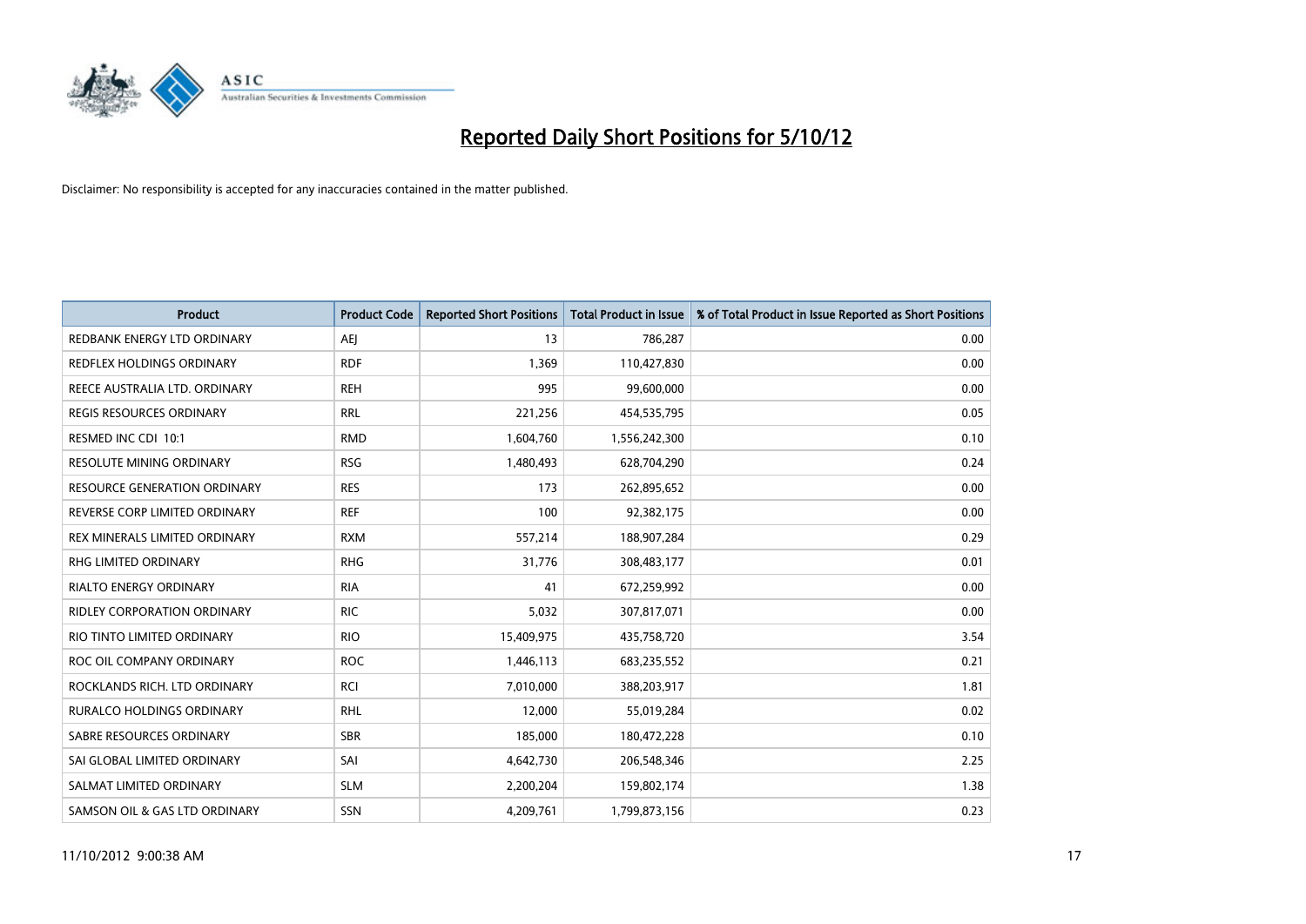# Reported Daily Short Positions for 5/10/12

Disclaimer: No responsibility is accepted for any inaccuracies contained in the matter published.

| Product | Product Code | Reported Short Positions | Total Product in Issue | % of Total Product in Issue Reported as Short Positions |
| --- | --- | --- | --- | --- |
| REDBANK ENERGY LTD ORDINARY | AEJ | 13 | 786,287 | 0.00 |
| REDFLEX HOLDINGS ORDINARY | RDF | 1,369 | 110,427,830 | 0.00 |
| REECE AUSTRALIA LTD. ORDINARY | REH | 995 | 99,600,000 | 0.00 |
| REGIS RESOURCES ORDINARY | RRL | 221,256 | 454,535,795 | 0.05 |
| RESMED INC CDI 10:1 | RMD | 1,604,760 | 1,556,242,300 | 0.10 |
| RESOLUTE MINING ORDINARY | RSG | 1,480,493 | 628,704,290 | 0.24 |
| RESOURCE GENERATION ORDINARY | RES | 173 | 262,895,652 | 0.00 |
| REVERSE CORP LIMITED ORDINARY | REF | 100 | 92,382,175 | 0.00 |
| REX MINERALS LIMITED ORDINARY | RXM | 557,214 | 188,907,284 | 0.29 |
| RHG LIMITED ORDINARY | RHG | 31,776 | 308,483,177 | 0.01 |
| RIALTO ENERGY ORDINARY | RIA | 41 | 672,259,992 | 0.00 |
| RIDLEY CORPORATION ORDINARY | RIC | 5,032 | 307,817,071 | 0.00 |
| RIO TINTO LIMITED ORDINARY | RIO | 15,409,975 | 435,758,720 | 3.54 |
| ROC OIL COMPANY ORDINARY | ROC | 1,446,113 | 683,235,552 | 0.21 |
| ROCKLANDS RICH. LTD ORDINARY | RCI | 7,010,000 | 388,203,917 | 1.81 |
| RURALCO HOLDINGS ORDINARY | RHL | 12,000 | 55,019,284 | 0.02 |
| SABRE RESOURCES ORDINARY | SBR | 185,000 | 180,472,228 | 0.10 |
| SAI GLOBAL LIMITED ORDINARY | SAI | 4,642,730 | 206,548,346 | 2.25 |
| SALMAT LIMITED ORDINARY | SLM | 2,200,204 | 159,802,174 | 1.38 |
| SAMSON OIL & GAS LTD ORDINARY | SSN | 4,209,761 | 1,799,873,156 | 0.23 |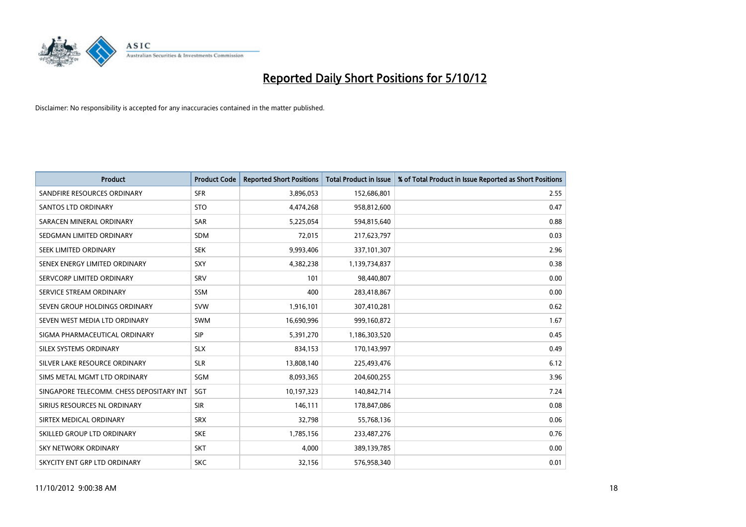# Reported Daily Short Positions for 5/10/12

Disclaimer: No responsibility is accepted for any inaccuracies contained in the matter published.

| Product | Product Code | Reported Short Positions | Total Product in Issue | % of Total Product in Issue Reported as Short Positions |
|---|---|---|---|---|
| SANDFIRE RESOURCES ORDINARY | SFR | 3,896,053 | 152,686,801 | 2.55 |
| SANTOS LTD ORDINARY | STO | 4,474,268 | 958,812,600 | 0.47 |
| SARACEN MINERAL ORDINARY | SAR | 5,225,054 | 594,815,640 | 0.88 |
| SEDGMAN LIMITED ORDINARY | SDM | 72,015 | 217,623,797 | 0.03 |
| SEEK LIMITED ORDINARY | SEK | 9,993,406 | 337,101,307 | 2.96 |
| SENEX ENERGY LIMITED ORDINARY | SXY | 4,382,238 | 1,139,734,837 | 0.38 |
| SERVCORP LIMITED ORDINARY | SRV | 101 | 98,440,807 | 0.00 |
| SERVICE STREAM ORDINARY | SSM | 400 | 283,418,867 | 0.00 |
| SEVEN GROUP HOLDINGS ORDINARY | SVW | 1,916,101 | 307,410,281 | 0.62 |
| SEVEN WEST MEDIA LTD ORDINARY | SWM | 16,690,996 | 999,160,872 | 1.67 |
| SIGMA PHARMACEUTICAL ORDINARY | SIP | 5,391,270 | 1,186,303,520 | 0.45 |
| SILEX SYSTEMS ORDINARY | SLX | 834,153 | 170,143,997 | 0.49 |
| SILVER LAKE RESOURCE ORDINARY | SLR | 13,808,140 | 225,493,476 | 6.12 |
| SIMS METAL MGMT LTD ORDINARY | SGM | 8,093,365 | 204,600,255 | 3.96 |
| SINGAPORE TELECOMM. CHESS DEPOSITARY INT | SGT | 10,197,323 | 140,842,714 | 7.24 |
| SIRIUS RESOURCES NL ORDINARY | SIR | 146,111 | 178,847,086 | 0.08 |
| SIRTEX MEDICAL ORDINARY | SRX | 32,798 | 55,768,136 | 0.06 |
| SKILLED GROUP LTD ORDINARY | SKE | 1,785,156 | 233,487,276 | 0.76 |
| SKY NETWORK ORDINARY | SKT | 4,000 | 389,139,785 | 0.00 |
| SKYCITY ENT GRP LTD ORDINARY | SKC | 32,156 | 576,958,340 | 0.01 |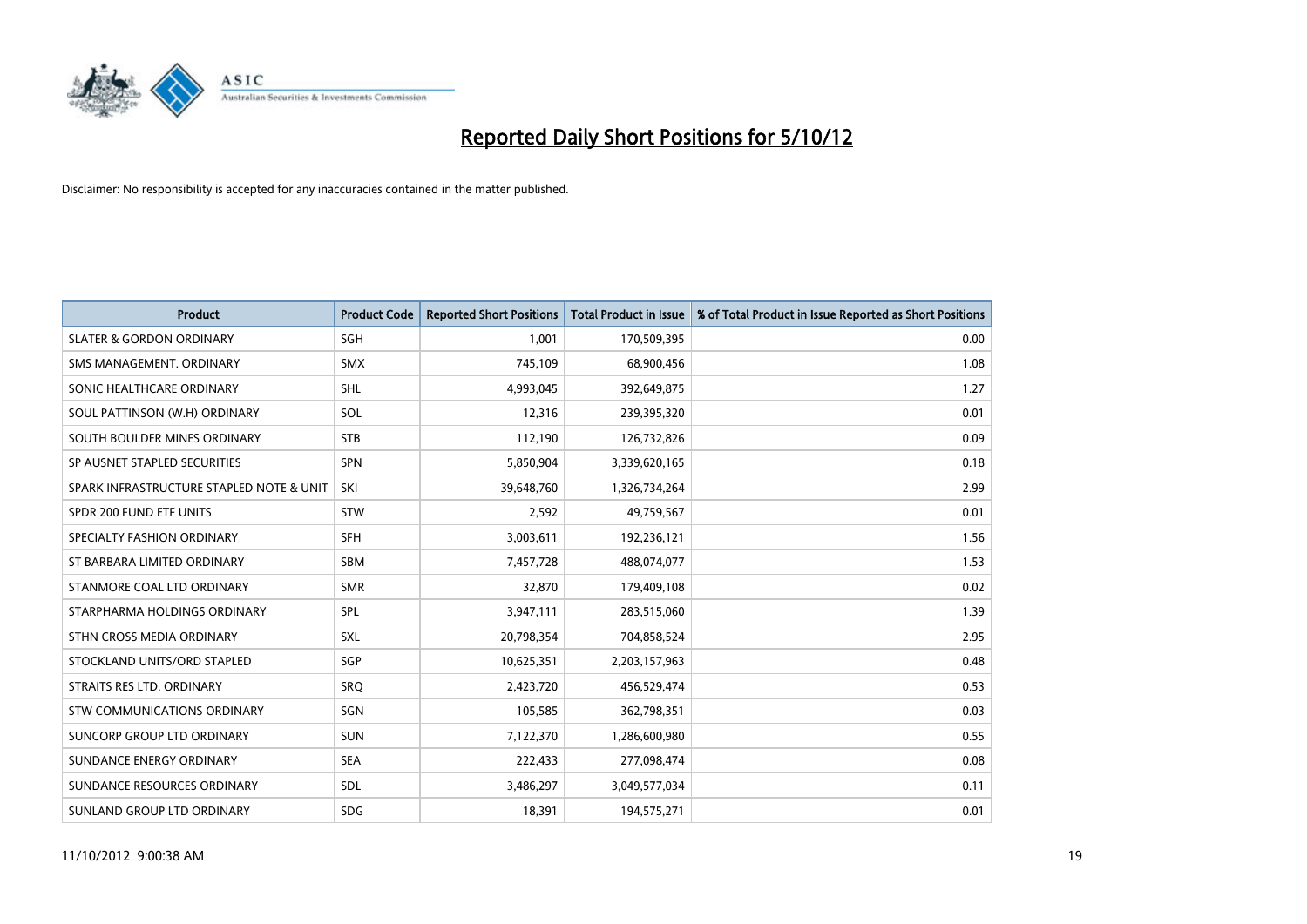# Reported Daily Short Positions for 5/10/12

Disclaimer: No responsibility is accepted for any inaccuracies contained in the matter published.

| Product | Product Code | Reported Short Positions | Total Product in Issue | % of Total Product in Issue Reported as Short Positions |
|---|---|---|---|---|
| SLATER & GORDON ORDINARY | SGH | 1,001 | 170,509,395 | 0.00 |
| SMS MANAGEMENT. ORDINARY | SMX | 745,109 | 68,900,456 | 1.08 |
| SONIC HEALTHCARE ORDINARY | SHL | 4,993,045 | 392,649,875 | 1.27 |
| SOUL PATTINSON (W.H) ORDINARY | SOL | 12,316 | 239,395,320 | 0.01 |
| SOUTH BOULDER MINES ORDINARY | STB | 112,190 | 126,732,826 | 0.09 |
| SP AUSNET STAPLED SECURITIES | SPN | 5,850,904 | 3,339,620,165 | 0.18 |
| SPARK INFRASTRUCTURE STAPLED NOTE & UNIT | SKI | 39,648,760 | 1,326,734,264 | 2.99 |
| SPDR 200 FUND ETF UNITS | STW | 2,592 | 49,759,567 | 0.01 |
| SPECIALTY FASHION ORDINARY | SFH | 3,003,611 | 192,236,121 | 1.56 |
| ST BARBARA LIMITED ORDINARY | SBM | 7,457,728 | 488,074,077 | 1.53 |
| STANMORE COAL LTD ORDINARY | SMR | 32,870 | 179,409,108 | 0.02 |
| STARPHARMA HOLDINGS ORDINARY | SPL | 3,947,111 | 283,515,060 | 1.39 |
| STHN CROSS MEDIA ORDINARY | SXL | 20,798,354 | 704,858,524 | 2.95 |
| STOCKLAND UNITS/ORD STAPLED | SGP | 10,625,351 | 2,203,157,963 | 0.48 |
| STRAITS RES LTD. ORDINARY | SRQ | 2,423,720 | 456,529,474 | 0.53 |
| STW COMMUNICATIONS ORDINARY | SGN | 105,585 | 362,798,351 | 0.03 |
| SUNCORP GROUP LTD ORDINARY | SUN | 7,122,370 | 1,286,600,980 | 0.55 |
| SUNDANCE ENERGY ORDINARY | SEA | 222,433 | 277,098,474 | 0.08 |
| SUNDANCE RESOURCES ORDINARY | SDL | 3,486,297 | 3,049,577,034 | 0.11 |
| SUNLAND GROUP LTD ORDINARY | SDG | 18,391 | 194,575,271 | 0.01 |

11/10/2012 9:00:38 AM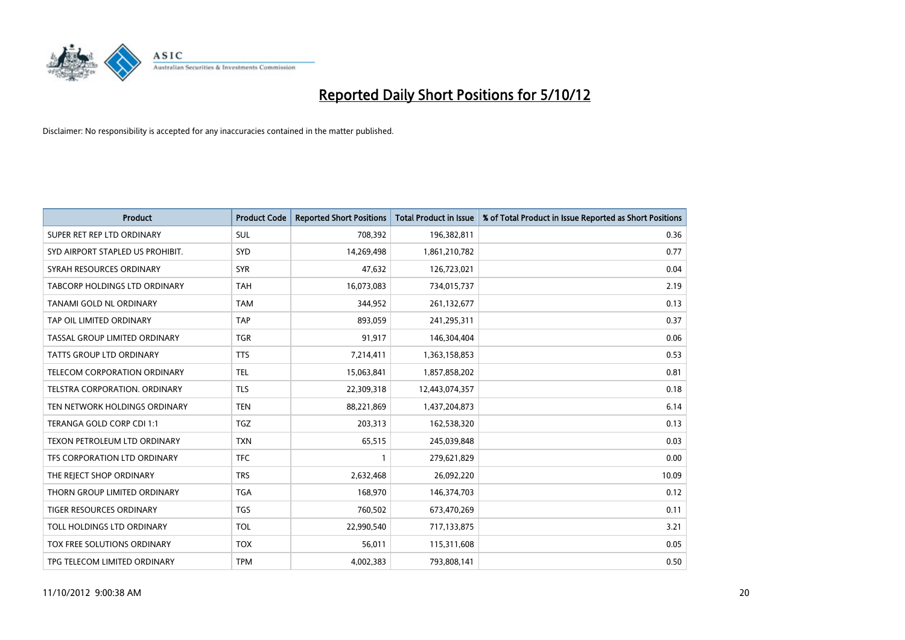# Reported Daily Short Positions for 5/10/12

Disclaimer: No responsibility is accepted for any inaccuracies contained in the matter published.

| Product | Product Code | Reported Short Positions | Total Product in Issue | % of Total Product in Issue Reported as Short Positions |
|---|---|---|---|---|
| SUPER RET REP LTD ORDINARY | SUL | 708,392 | 196,382,811 | 0.36 |
| SYD AIRPORT STAPLED US PROHIBIT. | SYD | 14,269,498 | 1,861,210,782 | 0.77 |
| SYRAH RESOURCES ORDINARY | SYR | 47,632 | 126,723,021 | 0.04 |
| TABCORP HOLDINGS LTD ORDINARY | TAH | 16,073,083 | 734,015,737 | 2.19 |
| TANAMI GOLD NL ORDINARY | TAM | 344,952 | 261,132,677 | 0.13 |
| TAP OIL LIMITED ORDINARY | TAP | 893,059 | 241,295,311 | 0.37 |
| TASSAL GROUP LIMITED ORDINARY | TGR | 91,917 | 146,304,404 | 0.06 |
| TATTS GROUP LTD ORDINARY | TTS | 7,214,411 | 1,363,158,853 | 0.53 |
| TELECOM CORPORATION ORDINARY | TEL | 15,063,841 | 1,857,858,202 | 0.81 |
| TELSTRA CORPORATION. ORDINARY | TLS | 22,309,318 | 12,443,074,357 | 0.18 |
| TEN NETWORK HOLDINGS ORDINARY | TEN | 88,221,869 | 1,437,204,873 | 6.14 |
| TERANGA GOLD CORP CDI 1:1 | TGZ | 203,313 | 162,538,320 | 0.13 |
| TEXON PETROLEUM LTD ORDINARY | TXN | 65,515 | 245,039,848 | 0.03 |
| TFS CORPORATION LTD ORDINARY | TFC | 1 | 279,621,829 | 0.00 |
| THE REJECT SHOP ORDINARY | TRS | 2,632,468 | 26,092,220 | 10.09 |
| THORN GROUP LIMITED ORDINARY | TGA | 168,970 | 146,374,703 | 0.12 |
| TIGER RESOURCES ORDINARY | TGS | 760,502 | 673,470,269 | 0.11 |
| TOLL HOLDINGS LTD ORDINARY | TOL | 22,990,540 | 717,133,875 | 3.21 |
| TOX FREE SOLUTIONS ORDINARY | TOX | 56,011 | 115,311,608 | 0.05 |
| TPG TELECOM LIMITED ORDINARY | TPM | 4,002,383 | 793,808,141 | 0.50 |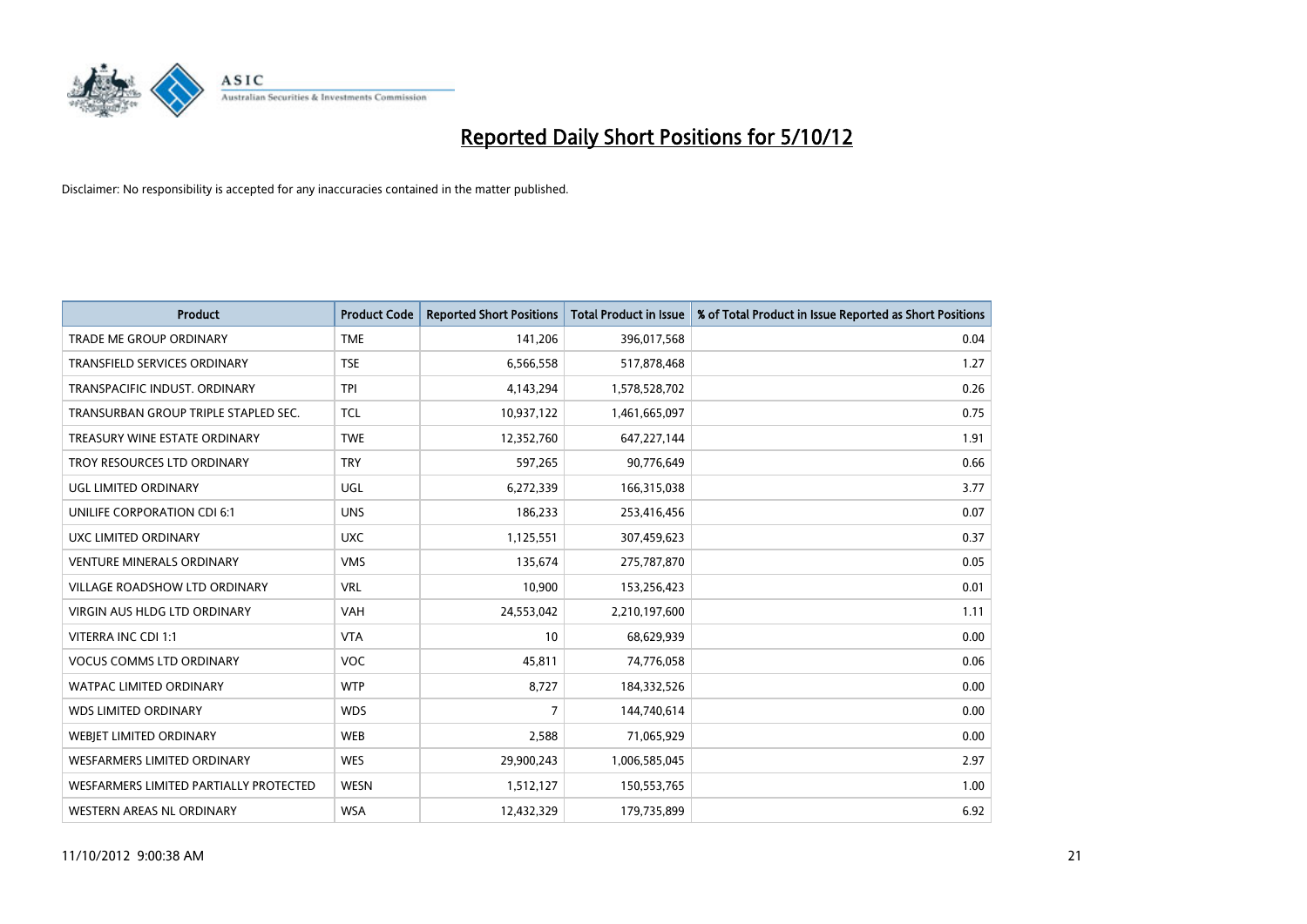# Reported Daily Short Positions for 5/10/12

Disclaimer: No responsibility is accepted for any inaccuracies contained in the matter published.

| Product | Product Code | Reported Short Positions | Total Product in Issue | % of Total Product in Issue Reported as Short Positions |
|---|---|---|---|---|
| TRADE ME GROUP ORDINARY | TME | 141,206 | 396,017,568 | 0.04 |
| TRANSFIELD SERVICES ORDINARY | TSE | 6,566,558 | 517,878,468 | 1.27 |
| TRANSPACIFIC INDUST. ORDINARY | TPI | 4,143,294 | 1,578,528,702 | 0.26 |
| TRANSURBAN GROUP TRIPLE STAPLED SEC. | TCL | 10,937,122 | 1,461,665,097 | 0.75 |
| TREASURY WINE ESTATE ORDINARY | TWE | 12,352,760 | 647,227,144 | 1.91 |
| TROY RESOURCES LTD ORDINARY | TRY | 597,265 | 90,776,649 | 0.66 |
| UGL LIMITED ORDINARY | UGL | 6,272,339 | 166,315,038 | 3.77 |
| UNILIFE CORPORATION CDI 6:1 | UNS | 186,233 | 253,416,456 | 0.07 |
| UXC LIMITED ORDINARY | UXC | 1,125,551 | 307,459,623 | 0.37 |
| VENTURE MINERALS ORDINARY | VMS | 135,674 | 275,787,870 | 0.05 |
| VILLAGE ROADSHOW LTD ORDINARY | VRL | 10,900 | 153,256,423 | 0.01 |
| VIRGIN AUS HLDG LTD ORDINARY | VAH | 24,553,042 | 2,210,197,600 | 1.11 |
| VITERRA INC CDI 1:1 | VTA | 10 | 68,629,939 | 0.00 |
| VOCUS COMMS LTD ORDINARY | VOC | 45,811 | 74,776,058 | 0.06 |
| WATPAC LIMITED ORDINARY | WTP | 8,727 | 184,332,526 | 0.00 |
| WDS LIMITED ORDINARY | WDS | 7 | 144,740,614 | 0.00 |
| WEBJET LIMITED ORDINARY | WEB | 2,588 | 71,065,929 | 0.00 |
| WESFARMERS LIMITED ORDINARY | WES | 29,900,243 | 1,006,585,045 | 2.97 |
| WESFARMERS LIMITED PARTIALLY PROTECTED | WESN | 1,512,127 | 150,553,765 | 1.00 |
| WESTERN AREAS NL ORDINARY | WSA | 12,432,329 | 179,735,899 | 6.92 |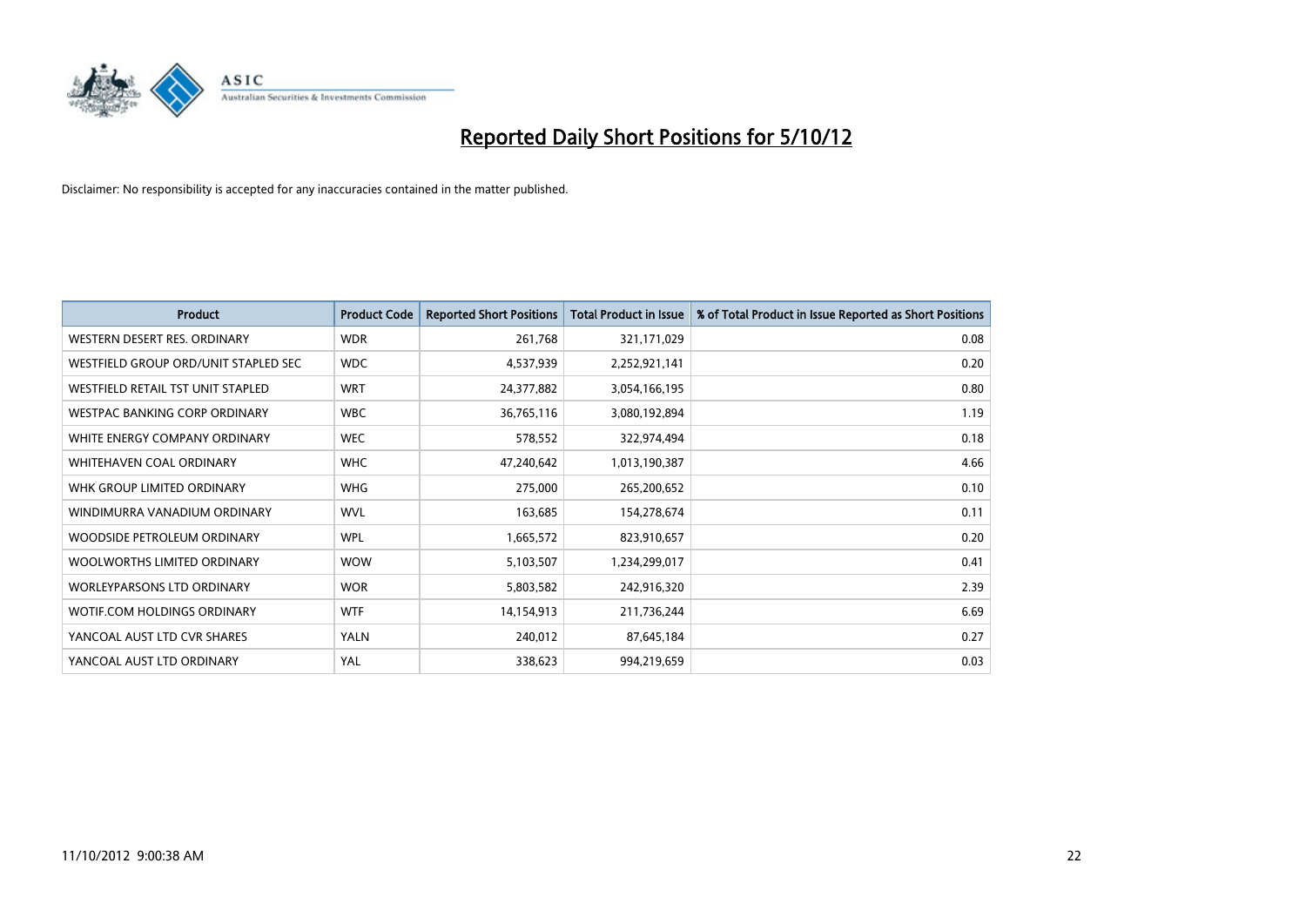# Reported Daily Short Positions for 5/10/12

Disclaimer: No responsibility is accepted for any inaccuracies contained in the matter published.

| Product | Product Code | Reported Short Positions | Total Product in Issue | % of Total Product in Issue Reported as Short Positions |
|---|---|---|---|---|
| WESTERN DESERT RES. ORDINARY | WDR | 261,768 | 321,171,029 | 0.08 |
| WESTFIELD GROUP ORD/UNIT STAPLED SEC | WDC | 4,537,939 | 2,252,921,141 | 0.20 |
| WESTFIELD RETAIL TST UNIT STAPLED | WRT | 24,377,882 | 3,054,166,195 | 0.80 |
| WESTPAC BANKING CORP ORDINARY | WBC | 36,765,116 | 3,080,192,894 | 1.19 |
| WHITE ENERGY COMPANY ORDINARY | WEC | 578,552 | 322,974,494 | 0.18 |
| WHITEHAVEN COAL ORDINARY | WHC | 47,240,642 | 1,013,190,387 | 4.66 |
| WHK GROUP LIMITED ORDINARY | WHG | 275,000 | 265,200,652 | 0.10 |
| WINDIMURRA VANADIUM ORDINARY | WVL | 163,685 | 154,278,674 | 0.11 |
| WOODSIDE PETROLEUM ORDINARY | WPL | 1,665,572 | 823,910,657 | 0.20 |
| WOOLWORTHS LIMITED ORDINARY | WOW | 5,103,507 | 1,234,299,017 | 0.41 |
| WORLEYPARSONS LTD ORDINARY | WOR | 5,803,582 | 242,916,320 | 2.39 |
| WOTIF.COM HOLDINGS ORDINARY | WTF | 14,154,913 | 211,736,244 | 6.69 |
| YANCOAL AUST LTD CVR SHARES | YALN | 240,012 | 87,645,184 | 0.27 |
| YANCOAL AUST LTD ORDINARY | YAL | 338,623 | 994,219,659 | 0.03 |